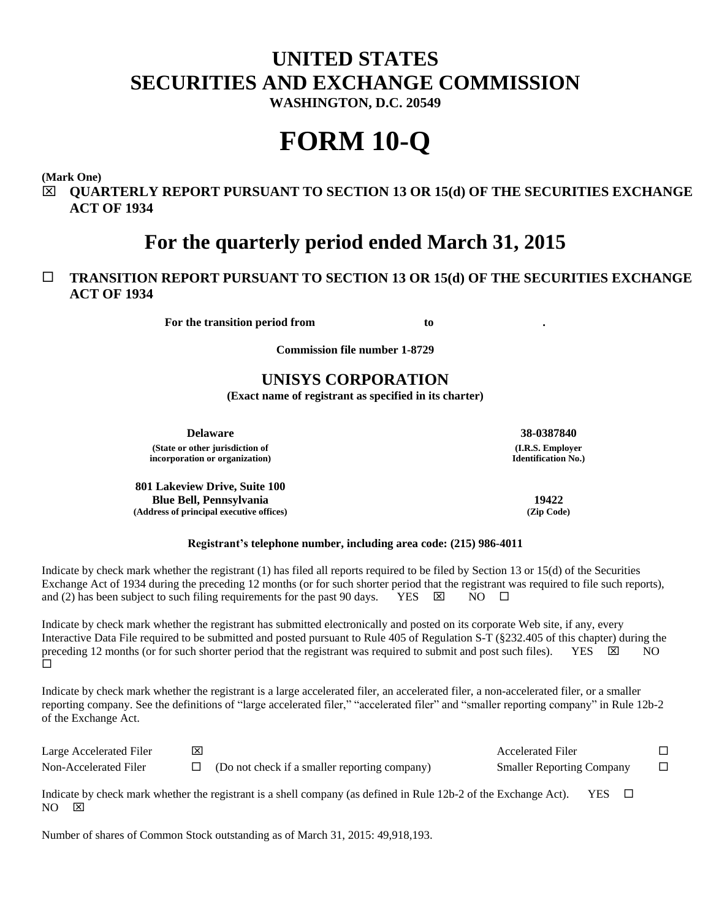# UNITED STATES
# SECURITIES AND EXCHANGE COMMISSION

**WASHINGTON, D.C. 20549**

# FORM 10-Q

**(Mark One)**

☒ **QUARTERLY REPORT PURSUANT TO SECTION 13 OR 15(d) OF THE SECURITIES EXCHANGE ACT OF 1934**

## For the quarterly period ended March 31, 2015

☐ **TRANSITION REPORT PURSUANT TO SECTION 13 OR 15(d) OF THE SECURITIES EXCHANGE ACT OF 1934**

**For the transition period from to .**

**Commission file number 1-8729**

## UNISYS CORPORATION

**(Exact name of registrant as specified in its charter)**

| | |
|---|---|
| **Delaware** | **38-0387840** |
| **(State or other jurisdiction of incorporation or organization)** | **(I.R.S. Employer Identification No.)** |
| **801 Lakeview Drive, Suite 100**<br>**Blue Bell, Pennsylvania** | **19422** |
| **(Address of principal executive offices)** | **(Zip Code)** |

**Registrant's telephone number, including area code: (215) 986-4011**

Indicate by check mark whether the registrant (1) has filed all reports required to be filed by Section 13 or 15(d) of the Securities Exchange Act of 1934 during the preceding 12 months (or for such shorter period that the registrant was required to file such reports), and (2) has been subject to such filing requirements for the past 90 days. YES ☒ NO ☐

Indicate by check mark whether the registrant has submitted electronically and posted on its corporate Web site, if any, every Interactive Data File required to be submitted and posted pursuant to Rule 405 of Regulation S-T (§232.405 of this chapter) during the preceding 12 months (or for such shorter period that the registrant was required to submit and post such files). YES ☒ NO ☐

Indicate by check mark whether the registrant is a large accelerated filer, an accelerated filer, a non-accelerated filer, or a smaller reporting company. See the definitions of "large accelerated filer," "accelerated filer" and "smaller reporting company" in Rule 12b-2 of the Exchange Act.

| | | | | |
|---|---|---|---|---|
| Large Accelerated Filer | ☒ | | Accelerated Filer | ☐ |
| Non-Accelerated Filer | ☐ | (Do not check if a smaller reporting company) | Smaller Reporting Company | ☐ |

Indicate by check mark whether the registrant is a shell company (as defined in Rule 12b-2 of the Exchange Act). YES ☐ NO ☒

Number of shares of Common Stock outstanding as of March 31, 2015: 49,918,193.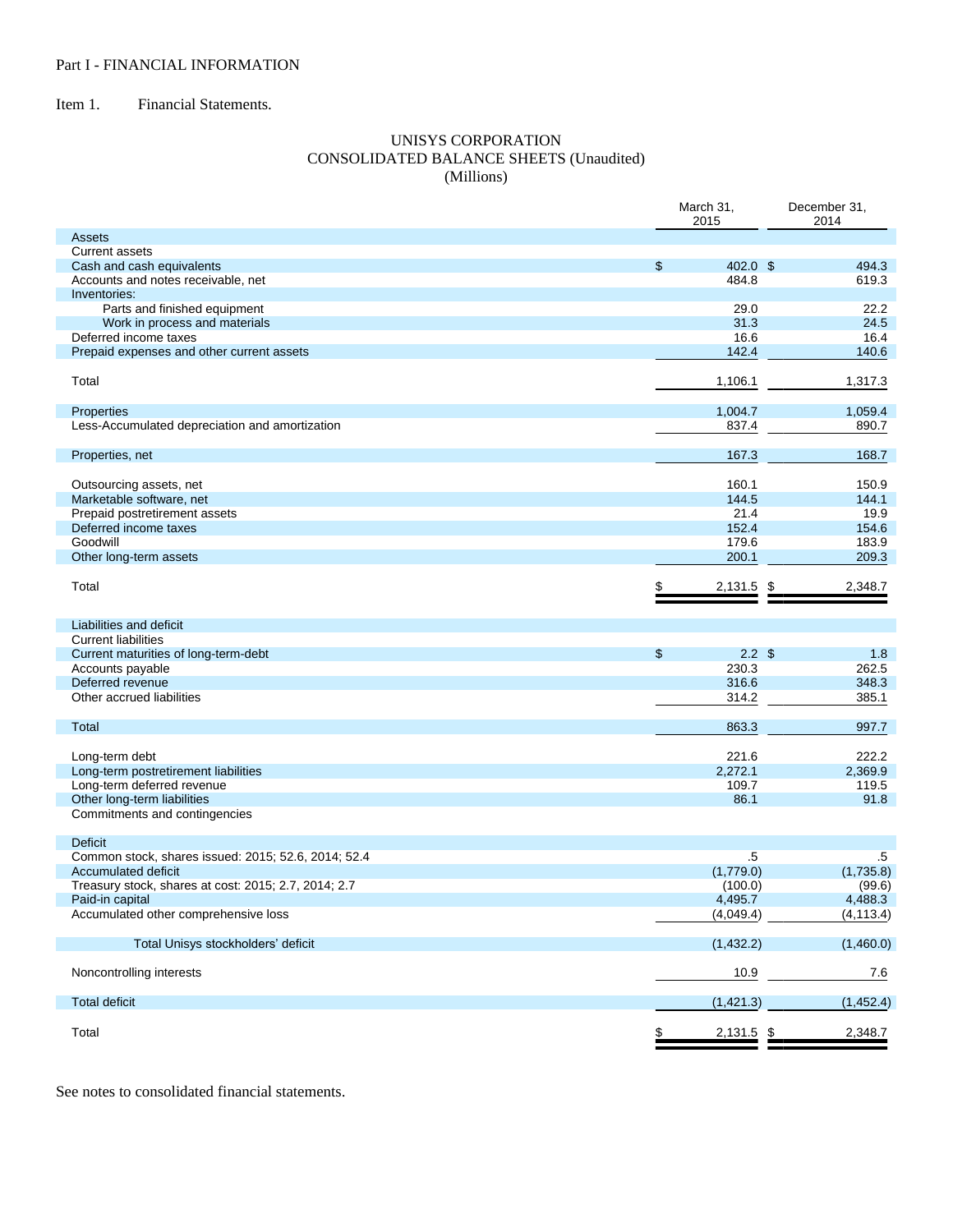Part I - FINANCIAL INFORMATION

Item 1. Financial Statements.

# UNISYS CORPORATION
## CONSOLIDATED BALANCE SHEETS (Unaudited)
### (Millions)

| | March 31, 2015 | December 31, 2014 |
|---|---|---|
| **Assets** | | |
| Current assets | | |
| Cash and cash equivalents | $ 402.0 | $ 494.3 |
| Accounts and notes receivable, net | 484.8 | 619.3 |
| Inventories: | | |
| Parts and finished equipment | 29.0 | 22.2 |
| Work in process and materials | 31.3 | 24.5 |
| Deferred income taxes | 16.6 | 16.4 |
| Prepaid expenses and other current assets | 142.4 | 140.6 |
| Total | 1,106.1 | 1,317.3 |
| Properties | 1,004.7 | 1,059.4 |
| Less-Accumulated depreciation and amortization | 837.4 | 890.7 |
| Properties, net | 167.3 | 168.7 |
| Outsourcing assets, net | 160.1 | 150.9 |
| Marketable software, net | 144.5 | 144.1 |
| Prepaid postretirement assets | 21.4 | 19.9 |
| Deferred income taxes | 152.4 | 154.6 |
| Goodwill | 179.6 | 183.9 |
| Other long-term assets | 200.1 | 209.3 |
| Total | $ 2,131.5 | $ 2,348.7 |
| **Liabilities and deficit** | | |
| Current liabilities | | |
| Current maturities of long-term-debt | $ 2.2 | $ 1.8 |
| Accounts payable | 230.3 | 262.5 |
| Deferred revenue | 316.6 | 348.3 |
| Other accrued liabilities | 314.2 | 385.1 |
| Total | 863.3 | 997.7 |
| Long-term debt | 221.6 | 222.2 |
| Long-term postretirement liabilities | 2,272.1 | 2,369.9 |
| Long-term deferred revenue | 109.7 | 119.5 |
| Other long-term liabilities | 86.1 | 91.8 |
| Commitments and contingencies | | |
| **Deficit** | | |
| Common stock, shares issued: 2015; 52.6, 2014; 52.4 | .5 | .5 |
| Accumulated deficit | (1,779.0) | (1,735.8) |
| Treasury stock, shares at cost: 2015; 2.7, 2014; 2.7 | (100.0) | (99.6) |
| Paid-in capital | 4,495.7 | 4,488.3 |
| Accumulated other comprehensive loss | (4,049.4) | (4,113.4) |
| Total Unisys stockholders' deficit | (1,432.2) | (1,460.0) |
| Noncontrolling interests | 10.9 | 7.6 |
| Total deficit | (1,421.3) | (1,452.4) |
| Total | $ 2,131.5 | $ 2,348.7 |

See notes to consolidated financial statements.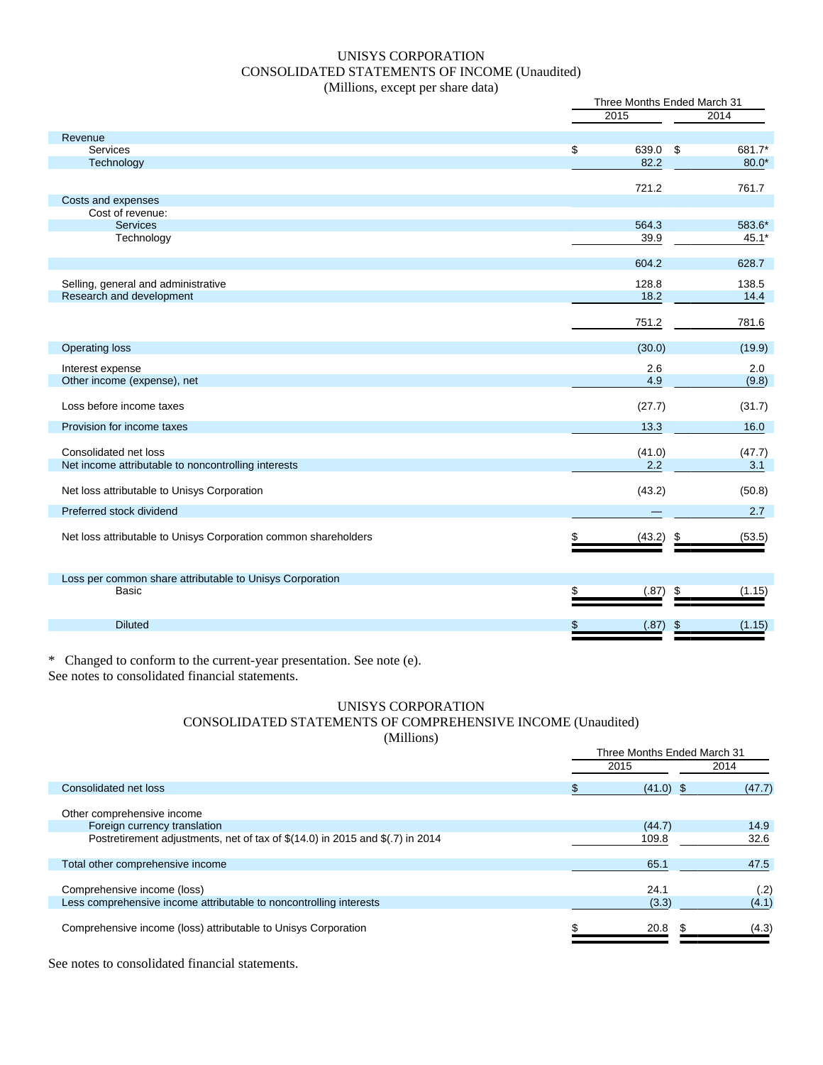# UNISYS CORPORATION
## CONSOLIDATED STATEMENTS OF INCOME (Unaudited)
### (Millions, except per share data)

| | Three Months Ended March 31 | |
|---|---|---|
| | 2015 | 2014 |
| **Revenue** | | |
| Services | $ 639.0 | $ 681.7* |
| Technology | 82.2 | 80.0* |
| | 721.2 | 761.7 |
| **Costs and expenses** | | |
| Cost of revenue: | | |
| Services | 564.3 | 583.6* |
| Technology | 39.9 | 45.1* |
| | 604.2 | 628.7 |
| Selling, general and administrative | 128.8 | 138.5 |
| Research and development | 18.2 | 14.4 |
| | 751.2 | 781.6 |
| Operating loss | (30.0) | (19.9) |
| Interest expense | 2.6 | 2.0 |
| Other income (expense), net | 4.9 | (9.8) |
| Loss before income taxes | (27.7) | (31.7) |
| Provision for income taxes | 13.3 | 16.0 |
| Consolidated net loss | (41.0) | (47.7) |
| Net income attributable to noncontrolling interests | 2.2 | 3.1 |
| Net loss attributable to Unisys Corporation | (43.2) | (50.8) |
| Preferred stock dividend | — | 2.7 |
| Net loss attributable to Unisys Corporation common shareholders | $ (43.2) | $ (53.5) |
| Loss per common share attributable to Unisys Corporation | | |
| Basic | $ (.87) | $ (1.15) |
| Diluted | $ (.87) | $ (1.15) |

\* Changed to conform to the current-year presentation. See note (e).
See notes to consolidated financial statements.

# UNISYS CORPORATION
## CONSOLIDATED STATEMENTS OF COMPREHENSIVE INCOME (Unaudited)
### (Millions)

| | Three Months Ended March 31 | |
|---|---|---|
| | 2015 | 2014 |
| Consolidated net loss | $ (41.0) | $ (47.7) |
| Other comprehensive income | | |
| Foreign currency translation | (44.7) | 14.9 |
| Postretirement adjustments, net of tax of $(14.0) in 2015 and $(.7) in 2014 | 109.8 | 32.6 |
| Total other comprehensive income | 65.1 | 47.5 |
| Comprehensive income (loss) | 24.1 | (.2) |
| Less comprehensive income attributable to noncontrolling interests | (3.3) | (4.1) |
| Comprehensive income (loss) attributable to Unisys Corporation | $ 20.8 | $ (4.3) |

See notes to consolidated financial statements.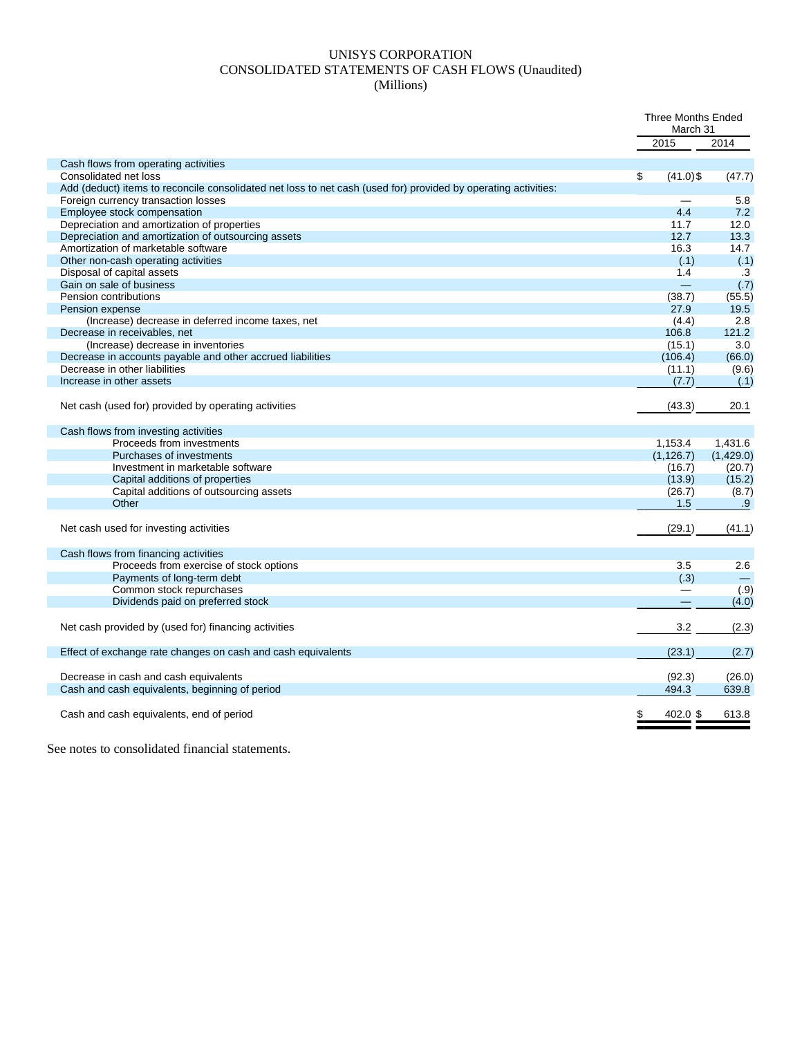# UNISYS CORPORATION
## CONSOLIDATED STATEMENTS OF CASH FLOWS (Unaudited)
### (Millions)

| | Three Months Ended March 31 | |
|---|---|---|
| | 2015 | 2014 |
| **Cash flows from operating activities** | | |
| Consolidated net loss | $ (41.0) | $ (47.7) |
| Add (deduct) items to reconcile consolidated net loss to net cash (used for) provided by operating activities: | | |
| Foreign currency transaction losses | — | 5.8 |
| Employee stock compensation | 4.4 | 7.2 |
| Depreciation and amortization of properties | 11.7 | 12.0 |
| Depreciation and amortization of outsourcing assets | 12.7 | 13.3 |
| Amortization of marketable software | 16.3 | 14.7 |
| Other non-cash operating activities | (.1) | (.1) |
| Disposal of capital assets | 1.4 | .3 |
| Gain on sale of business | — | (.7) |
| Pension contributions | (38.7) | (55.5) |
| Pension expense | 27.9 | 19.5 |
| (Increase) decrease in deferred income taxes, net | (4.4) | 2.8 |
| Decrease in receivables, net | 106.8 | 121.2 |
| (Increase) decrease in inventories | (15.1) | 3.0 |
| Decrease in accounts payable and other accrued liabilities | (106.4) | (66.0) |
| Decrease in other liabilities | (11.1) | (9.6) |
| Increase in other assets | (7.7) | (.1) |
| Net cash (used for) provided by operating activities | (43.3) | 20.1 |
| **Cash flows from investing activities** | | |
| Proceeds from investments | 1,153.4 | 1,431.6 |
| Purchases of investments | (1,126.7) | (1,429.0) |
| Investment in marketable software | (16.7) | (20.7) |
| Capital additions of properties | (13.9) | (15.2) |
| Capital additions of outsourcing assets | (26.7) | (8.7) |
| Other | 1.5 | .9 |
| Net cash used for investing activities | (29.1) | (41.1) |
| **Cash flows from financing activities** | | |
| Proceeds from exercise of stock options | 3.5 | 2.6 |
| Payments of long-term debt | (.3) | — |
| Common stock repurchases | — | (.9) |
| Dividends paid on preferred stock | — | (4.0) |
| Net cash provided by (used for) financing activities | 3.2 | (2.3) |
| Effect of exchange rate changes on cash and cash equivalents | (23.1) | (2.7) |
| Decrease in cash and cash equivalents | (92.3) | (26.0) |
| Cash and cash equivalents, beginning of period | 494.3 | 639.8 |
| Cash and cash equivalents, end of period | $ 402.0 | $ 613.8 |

See notes to consolidated financial statements.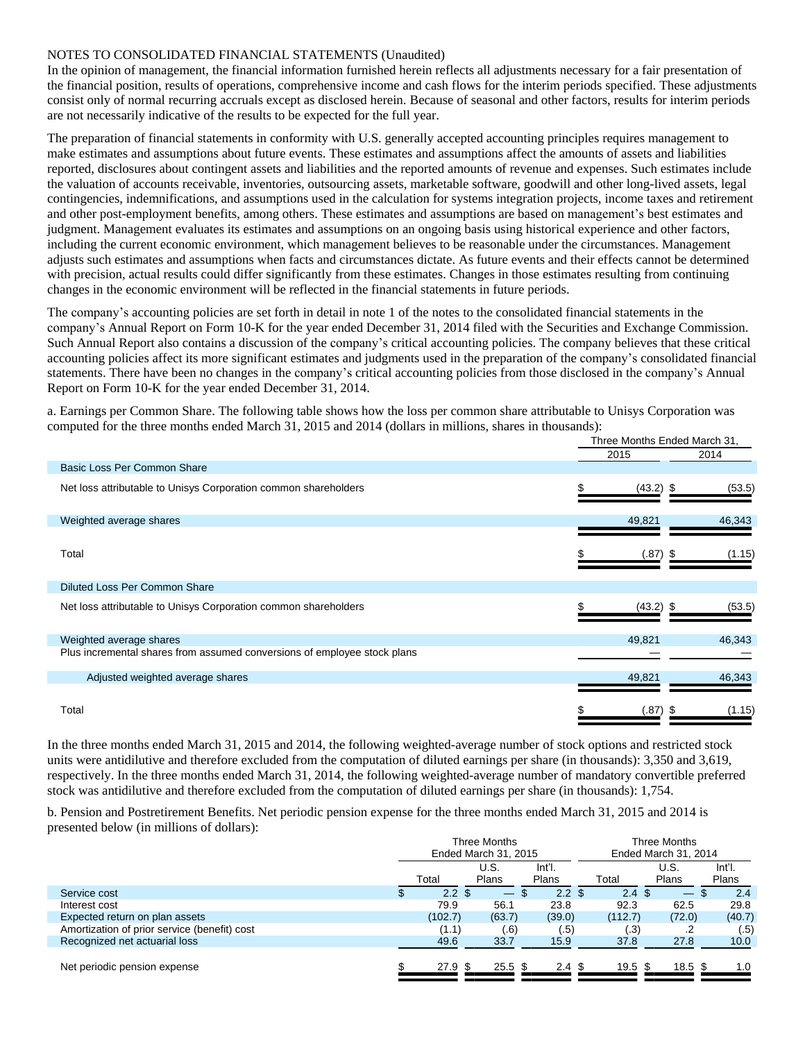NOTES TO CONSOLIDATED FINANCIAL STATEMENTS (Unaudited)

In the opinion of management, the financial information furnished herein reflects all adjustments necessary for a fair presentation of the financial position, results of operations, comprehensive income and cash flows for the interim periods specified. These adjustments consist only of normal recurring accruals except as disclosed herein. Because of seasonal and other factors, results for interim periods are not necessarily indicative of the results to be expected for the full year.

The preparation of financial statements in conformity with U.S. generally accepted accounting principles requires management to make estimates and assumptions about future events. These estimates and assumptions affect the amounts of assets and liabilities reported, disclosures about contingent assets and liabilities and the reported amounts of revenue and expenses. Such estimates include the valuation of accounts receivable, inventories, outsourcing assets, marketable software, goodwill and other long-lived assets, legal contingencies, indemnifications, and assumptions used in the calculation for systems integration projects, income taxes and retirement and other post-employment benefits, among others. These estimates and assumptions are based on management's best estimates and judgment. Management evaluates its estimates and assumptions on an ongoing basis using historical experience and other factors, including the current economic environment, which management believes to be reasonable under the circumstances. Management adjusts such estimates and assumptions when facts and circumstances dictate. As future events and their effects cannot be determined with precision, actual results could differ significantly from these estimates. Changes in those estimates resulting from continuing changes in the economic environment will be reflected in the financial statements in future periods.

The company's accounting policies are set forth in detail in note 1 of the notes to the consolidated financial statements in the company's Annual Report on Form 10-K for the year ended December 31, 2014 filed with the Securities and Exchange Commission. Such Annual Report also contains a discussion of the company's critical accounting policies. The company believes that these critical accounting policies affect its more significant estimates and judgments used in the preparation of the company's consolidated financial statements. There have been no changes in the company's critical accounting policies from those disclosed in the company's Annual Report on Form 10-K for the year ended December 31, 2014.

a. Earnings per Common Share. The following table shows how the loss per common share attributable to Unisys Corporation was computed for the three months ended March 31, 2015 and 2014 (dollars in millions, shares in thousands):

| | Three Months Ended March 31, | |
|---|---|---|
| | 2015 | 2014 |
| **Basic Loss Per Common Share** | | |
| Net loss attributable to Unisys Corporation common shareholders | $ (43.2) | $ (53.5) |
| Weighted average shares | 49,821 | 46,343 |
| Total | $ (.87) | $ (1.15) |
| **Diluted Loss Per Common Share** | | |
| Net loss attributable to Unisys Corporation common shareholders | $ (43.2) | $ (53.5) |
| Weighted average shares | 49,821 | 46,343 |
| Plus incremental shares from assumed conversions of employee stock plans | — | — |
| Adjusted weighted average shares | 49,821 | 46,343 |
| Total | $ (.87) | $ (1.15) |

In the three months ended March 31, 2015 and 2014, the following weighted-average number of stock options and restricted stock units were antidilutive and therefore excluded from the computation of diluted earnings per share (in thousands): 3,350 and 3,619, respectively. In the three months ended March 31, 2014, the following weighted-average number of mandatory convertible preferred stock was antidilutive and therefore excluded from the computation of diluted earnings per share (in thousands): 1,754.

b. Pension and Postretirement Benefits. Net periodic pension expense for the three months ended March 31, 2015 and 2014 is presented below (in millions of dollars):

| | Three Months Ended March 31, 2015 | | | Three Months Ended March 31, 2014 | | |
|---|---|---|---|---|---|---|
| | Total | U.S. Plans | Int'l. Plans | Total | U.S. Plans | Int'l. Plans |
| Service cost | $ 2.2 | $ — | $ 2.2 | $ 2.4 | $ — | $ 2.4 |
| Interest cost | 79.9 | 56.1 | 23.8 | 92.3 | 62.5 | 29.8 |
| Expected return on plan assets | (102.7) | (63.7) | (39.0) | (112.7) | (72.0) | (40.7) |
| Amortization of prior service (benefit) cost | (1.1) | (.6) | (.5) | (.3) | .2 | (.5) |
| Recognized net actuarial loss | 49.6 | 33.7 | 15.9 | 37.8 | 27.8 | 10.0 |
| Net periodic pension expense | $ 27.9 | $ 25.5 | $ 2.4 | $ 19.5 | $ 18.5 | $ 1.0 |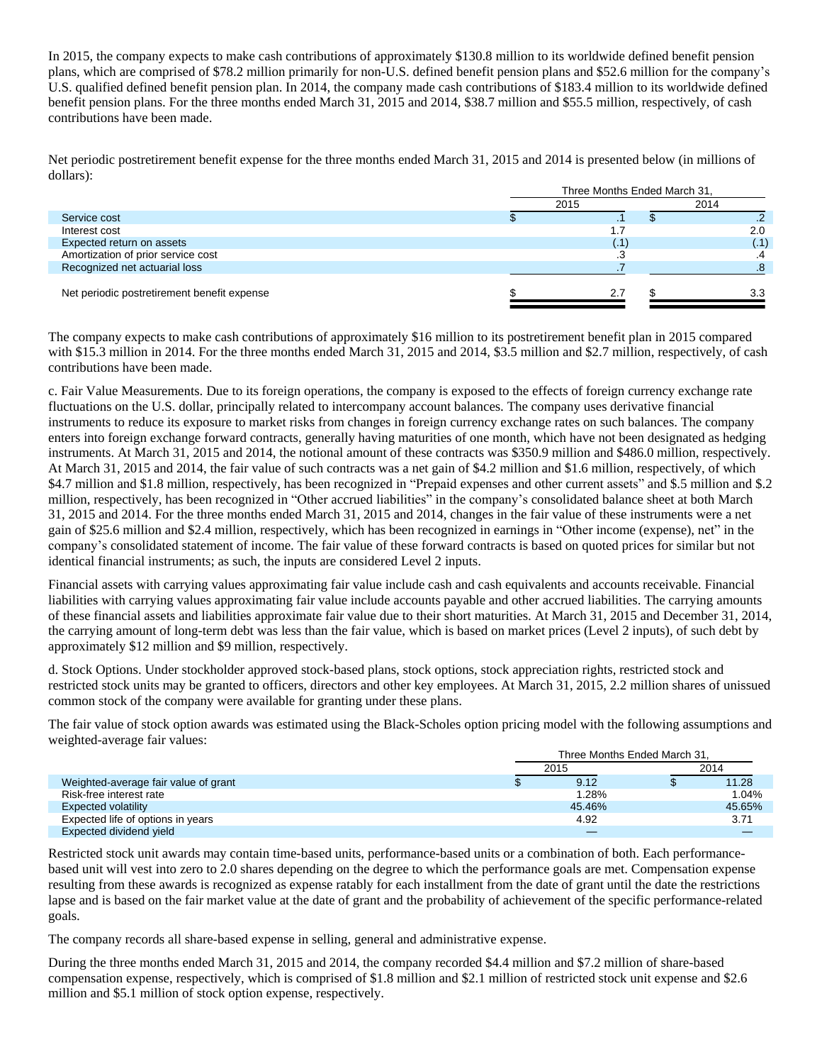In 2015, the company expects to make cash contributions of approximately $130.8 million to its worldwide defined benefit pension plans, which are comprised of $78.2 million primarily for non-U.S. defined benefit pension plans and $52.6 million for the company's U.S. qualified defined benefit pension plan. In 2014, the company made cash contributions of $183.4 million to its worldwide defined benefit pension plans. For the three months ended March 31, 2015 and 2014, $38.7 million and $55.5 million, respectively, of cash contributions have been made.

Net periodic postretirement benefit expense for the three months ended March 31, 2015 and 2014 is presented below (in millions of dollars):

| | Three Months Ended March 31, | |
|---|---|---|
| | 2015 | 2014 |
| Service cost | $ .1 | $ .2 |
| Interest cost | 1.7 | 2.0 |
| Expected return on assets | (.1) | (.1) |
| Amortization of prior service cost | .3 | .4 |
| Recognized net actuarial loss | .7 | .8 |
| Net periodic postretirement benefit expense | $ 2.7 | $ 3.3 |

The company expects to make cash contributions of approximately $16 million to its postretirement benefit plan in 2015 compared with $15.3 million in 2014. For the three months ended March 31, 2015 and 2014, $3.5 million and $2.7 million, respectively, of cash contributions have been made.

c. Fair Value Measurements. Due to its foreign operations, the company is exposed to the effects of foreign currency exchange rate fluctuations on the U.S. dollar, principally related to intercompany account balances. The company uses derivative financial instruments to reduce its exposure to market risks from changes in foreign currency exchange rates on such balances. The company enters into foreign exchange forward contracts, generally having maturities of one month, which have not been designated as hedging instruments. At March 31, 2015 and 2014, the notional amount of these contracts was $350.9 million and $486.0 million, respectively. At March 31, 2015 and 2014, the fair value of such contracts was a net gain of $4.2 million and $1.6 million, respectively, of which $4.7 million and $1.8 million, respectively, has been recognized in "Prepaid expenses and other current assets" and $.5 million and $.2 million, respectively, has been recognized in "Other accrued liabilities" in the company's consolidated balance sheet at both March 31, 2015 and 2014. For the three months ended March 31, 2015 and 2014, changes in the fair value of these instruments were a net gain of $25.6 million and $2.4 million, respectively, which has been recognized in earnings in "Other income (expense), net" in the company's consolidated statement of income. The fair value of these forward contracts is based on quoted prices for similar but not identical financial instruments; as such, the inputs are considered Level 2 inputs.

Financial assets with carrying values approximating fair value include cash and cash equivalents and accounts receivable. Financial liabilities with carrying values approximating fair value include accounts payable and other accrued liabilities. The carrying amounts of these financial assets and liabilities approximate fair value due to their short maturities. At March 31, 2015 and December 31, 2014, the carrying amount of long-term debt was less than the fair value, which is based on market prices (Level 2 inputs), of such debt by approximately $12 million and $9 million, respectively.

d. Stock Options. Under stockholder approved stock-based plans, stock options, stock appreciation rights, restricted stock and restricted stock units may be granted to officers, directors and other key employees. At March 31, 2015, 2.2 million shares of unissued common stock of the company were available for granting under these plans.

The fair value of stock option awards was estimated using the Black-Scholes option pricing model with the following assumptions and weighted-average fair values:

| | Three Months Ended March 31, | |
|---|---|---|
| | 2015 | 2014 |
| Weighted-average fair value of grant | $ 9.12 | $ 11.28 |
| Risk-free interest rate | 1.28% | 1.04% |
| Expected volatility | 45.46% | 45.65% |
| Expected life of options in years | 4.92 | 3.71 |
| Expected dividend yield | — | — |

Restricted stock unit awards may contain time-based units, performance-based units or a combination of both. Each performance-based unit will vest into zero to 2.0 shares depending on the degree to which the performance goals are met. Compensation expense resulting from these awards is recognized as expense ratably for each installment from the date of grant until the date the restrictions lapse and is based on the fair market value at the date of grant and the probability of achievement of the specific performance-related goals.

The company records all share-based expense in selling, general and administrative expense.

During the three months ended March 31, 2015 and 2014, the company recorded $4.4 million and $7.2 million of share-based compensation expense, respectively, which is comprised of $1.8 million and $2.1 million of restricted stock unit expense and $2.6 million and $5.1 million of stock option expense, respectively.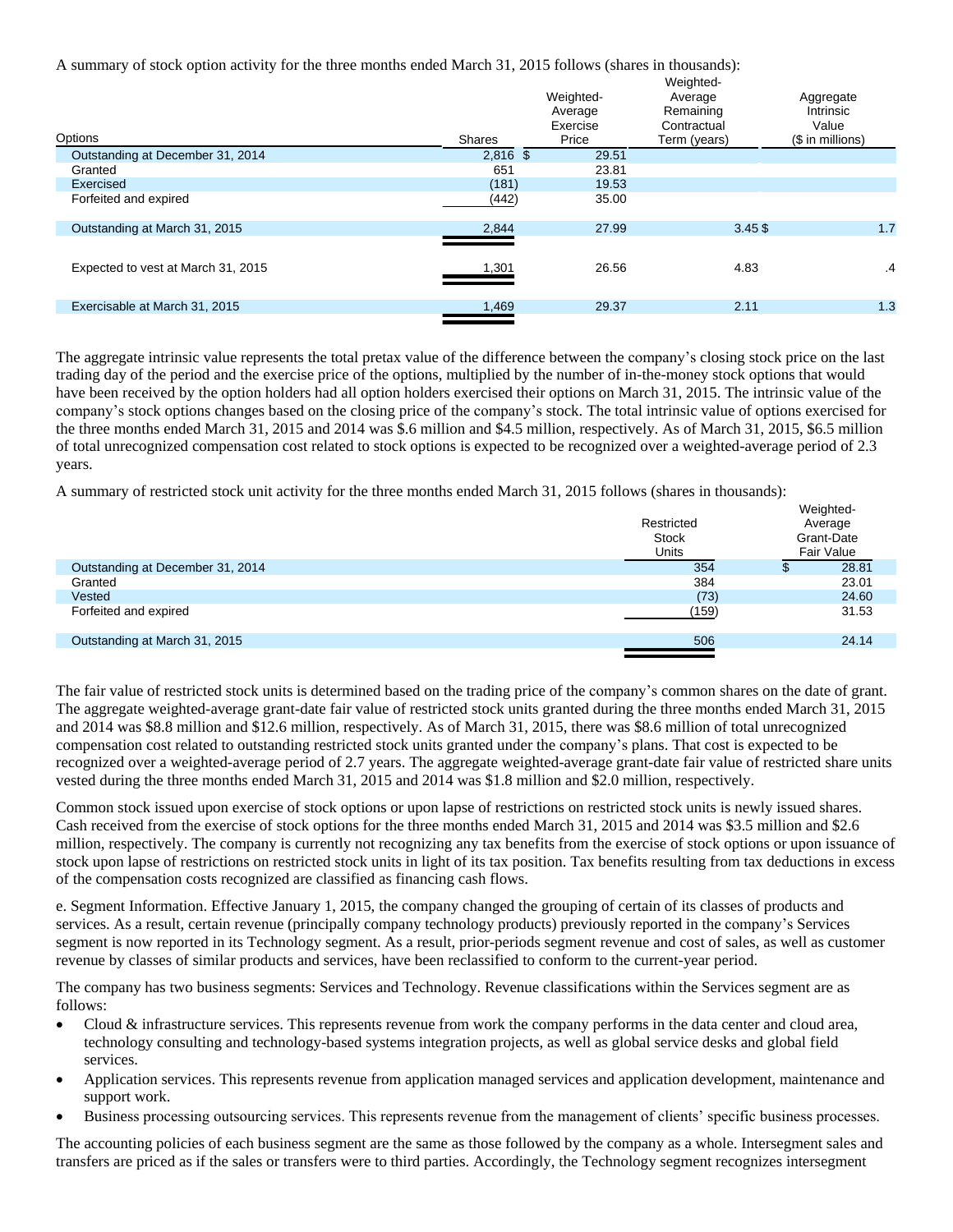A summary of stock option activity for the three months ended March 31, 2015 follows (shares in thousands):

| Options | Shares | Weighted-Average Exercise Price | Weighted-Average Remaining Contractual Term (years) | Aggregate Intrinsic Value ($ in millions) |
|---|---|---|---|---|
| Outstanding at December 31, 2014 | 2,816 | $ 29.51 | | |
| Granted | 651 | 23.81 | | |
| Exercised | (181) | 19.53 | | |
| Forfeited and expired | (442) | 35.00 | | |
| Outstanding at March 31, 2015 | 2,844 | 27.99 | 3.45 | $ 1.7 |
| Expected to vest at March 31, 2015 | 1,301 | 26.56 | 4.83 | .4 |
| Exercisable at March 31, 2015 | 1,469 | 29.37 | 2.11 | 1.3 |

The aggregate intrinsic value represents the total pretax value of the difference between the company's closing stock price on the last trading day of the period and the exercise price of the options, multiplied by the number of in-the-money stock options that would have been received by the option holders had all option holders exercised their options on March 31, 2015. The intrinsic value of the company's stock options changes based on the closing price of the company's stock. The total intrinsic value of options exercised for the three months ended March 31, 2015 and 2014 was $.6 million and $4.5 million, respectively. As of March 31, 2015, $6.5 million of total unrecognized compensation cost related to stock options is expected to be recognized over a weighted-average period of 2.3 years.

A summary of restricted stock unit activity for the three months ended March 31, 2015 follows (shares in thousands):

| | Restricted Stock Units | Weighted-Average Grant-Date Fair Value |
|---|---|---|
| Outstanding at December 31, 2014 | 354 | $ 28.81 |
| Granted | 384 | 23.01 |
| Vested | (73) | 24.60 |
| Forfeited and expired | (159) | 31.53 |
| Outstanding at March 31, 2015 | 506 | 24.14 |

The fair value of restricted stock units is determined based on the trading price of the company's common shares on the date of grant. The aggregate weighted-average grant-date fair value of restricted stock units granted during the three months ended March 31, 2015 and 2014 was $8.8 million and $12.6 million, respectively. As of March 31, 2015, there was $8.6 million of total unrecognized compensation cost related to outstanding restricted stock units granted under the company's plans. That cost is expected to be recognized over a weighted-average period of 2.7 years. The aggregate weighted-average grant-date fair value of restricted share units vested during the three months ended March 31, 2015 and 2014 was $1.8 million and $2.0 million, respectively.

Common stock issued upon exercise of stock options or upon lapse of restrictions on restricted stock units is newly issued shares. Cash received from the exercise of stock options for the three months ended March 31, 2015 and 2014 was $3.5 million and $2.6 million, respectively. The company is currently not recognizing any tax benefits from the exercise of stock options or upon issuance of stock upon lapse of restrictions on restricted stock units in light of its tax position. Tax benefits resulting from tax deductions in excess of the compensation costs recognized are classified as financing cash flows.

e. Segment Information. Effective January 1, 2015, the company changed the grouping of certain of its classes of products and services. As a result, certain revenue (principally company technology products) previously reported in the company's Services segment is now reported in its Technology segment. As a result, prior-periods segment revenue and cost of sales, as well as customer revenue by classes of similar products and services, have been reclassified to conform to the current-year period.

The company has two business segments: Services and Technology. Revenue classifications within the Services segment are as follows:

- Cloud & infrastructure services. This represents revenue from work the company performs in the data center and cloud area, technology consulting and technology-based systems integration projects, as well as global service desks and global field services.
- Application services. This represents revenue from application managed services and application development, maintenance and support work.
- Business processing outsourcing services. This represents revenue from the management of clients' specific business processes.

The accounting policies of each business segment are the same as those followed by the company as a whole. Intersegment sales and transfers are priced as if the sales or transfers were to third parties. Accordingly, the Technology segment recognizes intersegment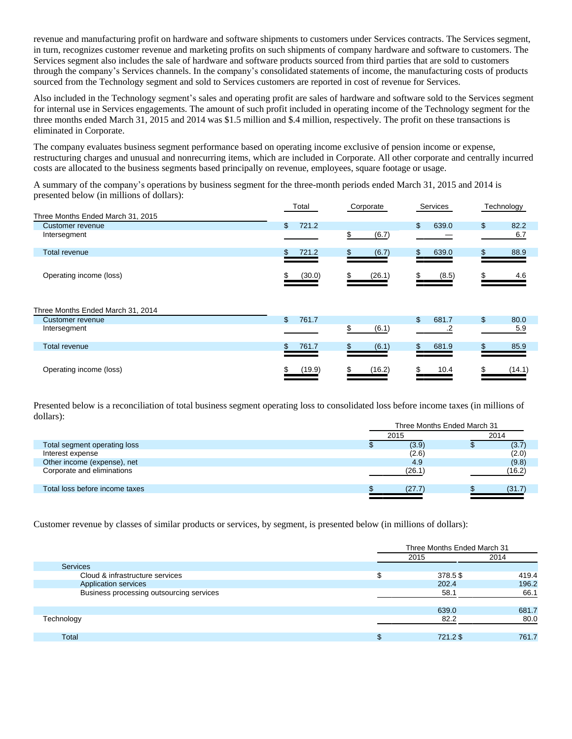revenue and manufacturing profit on hardware and software shipments to customers under Services contracts. The Services segment, in turn, recognizes customer revenue and marketing profits on such shipments of company hardware and software to customers. The Services segment also includes the sale of hardware and software products sourced from third parties that are sold to customers through the company's Services channels. In the company's consolidated statements of income, the manufacturing costs of products sourced from the Technology segment and sold to Services customers are reported in cost of revenue for Services.

Also included in the Technology segment's sales and operating profit are sales of hardware and software sold to the Services segment for internal use in Services engagements. The amount of such profit included in operating income of the Technology segment for the three months ended March 31, 2015 and 2014 was $1.5 million and $.4 million, respectively. The profit on these transactions is eliminated in Corporate.

The company evaluates business segment performance based on operating income exclusive of pension income or expense, restructuring charges and unusual and nonrecurring items, which are included in Corporate. All other corporate and centrally incurred costs are allocated to the business segments based principally on revenue, employees, square footage or usage.

A summary of the company's operations by business segment for the three-month periods ended March 31, 2015 and 2014 is presented below (in millions of dollars):

| | Total | Corporate | Services | Technology |
|---|---|---|---|---|
| **Three Months Ended March 31, 2015** | | | | |
| Customer revenue | $ 721.2 | | $ 639.0 | $ 82.2 |
| Intersegment | | $ (6.7) | — | 6.7 |
| Total revenue | $ 721.2 | $ (6.7) | $ 639.0 | $ 88.9 |
| Operating income (loss) | $ (30.0) | $ (26.1) | $ (8.5) | $ 4.6 |
| **Three Months Ended March 31, 2014** | | | | |
| Customer revenue | $ 761.7 | | $ 681.7 | $ 80.0 |
| Intersegment | | $ (6.1) | .2 | 5.9 |
| Total revenue | $ 761.7 | $ (6.1) | $ 681.9 | $ 85.9 |
| Operating income (loss) | $ (19.9) | $ (16.2) | $ 10.4 | $ (14.1) |

Presented below is a reconciliation of total business segment operating loss to consolidated loss before income taxes (in millions of dollars):

| | Three Months Ended March 31 | |
|---|---|---|
| | 2015 | 2014 |
| Total segment operating loss | $ (3.9) | $ (3.7) |
| Interest expense | (2.6) | (2.0) |
| Other income (expense), net | 4.9 | (9.8) |
| Corporate and eliminations | (26.1) | (16.2) |
| Total loss before income taxes | $ (27.7) | $ (31.7) |

Customer revenue by classes of similar products or services, by segment, is presented below (in millions of dollars):

| | Three Months Ended March 31 | |
|---|---|---|
| | 2015 | 2014 |
| Services | | |
| Cloud & infrastructure services | $ 378.5 | $ 419.4 |
| Application services | 202.4 | 196.2 |
| Business processing outsourcing services | 58.1 | 66.1 |
| | 639.0 | 681.7 |
| Technology | 82.2 | 80.0 |
| Total | $ 721.2 | $ 761.7 |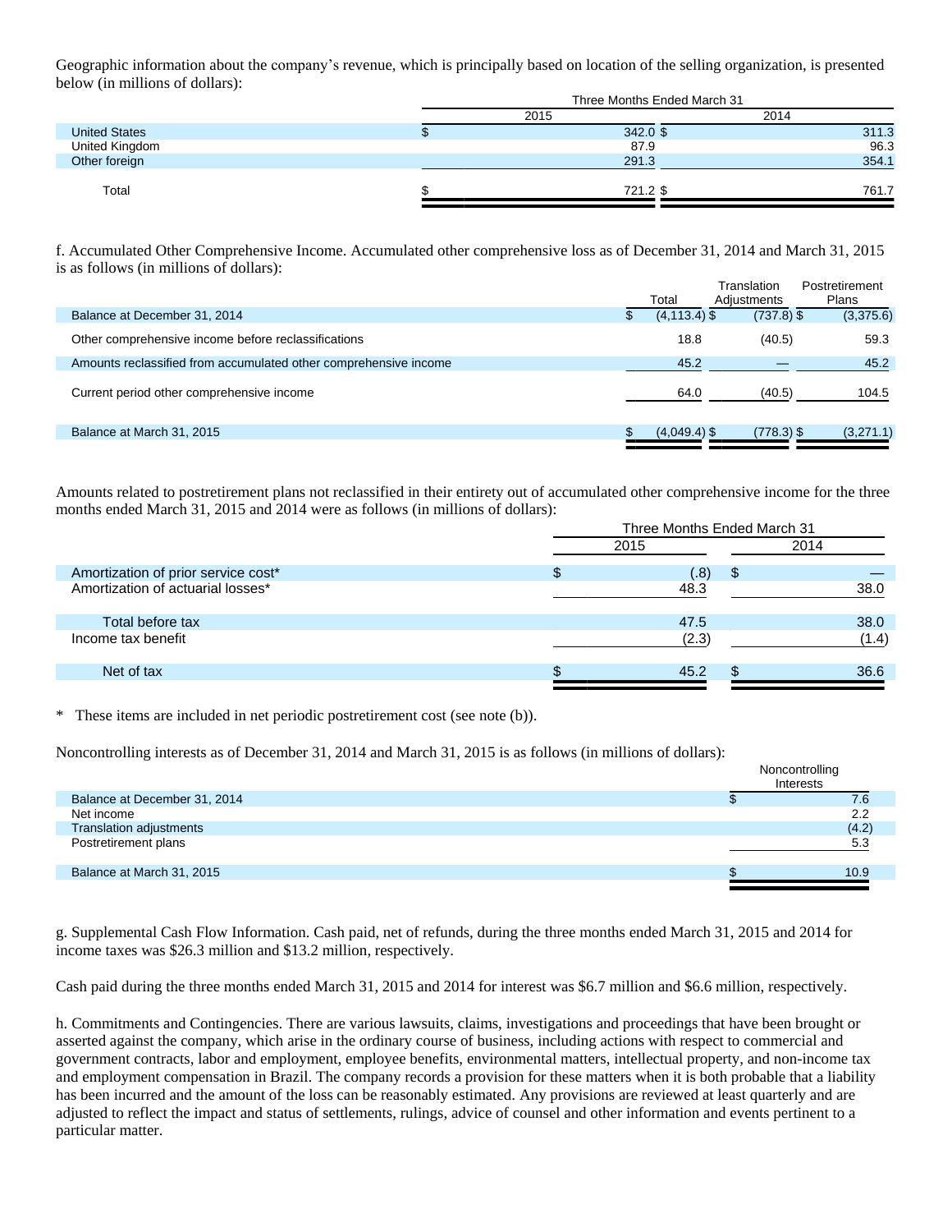Geographic information about the company's revenue, which is principally based on location of the selling organization, is presented below (in millions of dollars):

| | Three Months Ended March 31 | |
|---|---|---|
| | 2015 | 2014 |
| United States | $ 342.0 | $ 311.3 |
| United Kingdom | 87.9 | 96.3 |
| Other foreign | 291.3 | 354.1 |
| Total | $ 721.2 | $ 761.7 |

f. Accumulated Other Comprehensive Income. Accumulated other comprehensive loss as of December 31, 2014 and March 31, 2015 is as follows (in millions of dollars):

| | Total | Translation Adjustments | Postretirement Plans |
|---|---|---|---|
| Balance at December 31, 2014 | $ (4,113.4) | $ (737.8) | $ (3,375.6) |
| Other comprehensive income before reclassifications | 18.8 | (40.5) | 59.3 |
| Amounts reclassified from accumulated other comprehensive income | 45.2 | — | 45.2 |
| Current period other comprehensive income | 64.0 | (40.5) | 104.5 |
| Balance at March 31, 2015 | $ (4,049.4) | $ (778.3) | $ (3,271.1) |

Amounts related to postretirement plans not reclassified in their entirety out of accumulated other comprehensive income for the three months ended March 31, 2015 and 2014 were as follows (in millions of dollars):

| | Three Months Ended March 31 | |
|---|---|---|
| | 2015 | 2014 |
| Amortization of prior service cost* | $ (.8) | $ — |
| Amortization of actuarial losses* | 48.3 | 38.0 |
| Total before tax | 47.5 | 38.0 |
| Income tax benefit | (2.3) | (1.4) |
| Net of tax | $ 45.2 | $ 36.6 |

\* These items are included in net periodic postretirement cost (see note (b)).

Noncontrolling interests as of December 31, 2014 and March 31, 2015 is as follows (in millions of dollars):

| | Noncontrolling Interests |
|---|---|
| Balance at December 31, 2014 | $ 7.6 |
| Net income | 2.2 |
| Translation adjustments | (4.2) |
| Postretirement plans | 5.3 |
| Balance at March 31, 2015 | $ 10.9 |

g. Supplemental Cash Flow Information. Cash paid, net of refunds, during the three months ended March 31, 2015 and 2014 for income taxes was $26.3 million and $13.2 million, respectively.

Cash paid during the three months ended March 31, 2015 and 2014 for interest was $6.7 million and $6.6 million, respectively.

h. Commitments and Contingencies. There are various lawsuits, claims, investigations and proceedings that have been brought or asserted against the company, which arise in the ordinary course of business, including actions with respect to commercial and government contracts, labor and employment, employee benefits, environmental matters, intellectual property, and non-income tax and employment compensation in Brazil. The company records a provision for these matters when it is both probable that a liability has been incurred and the amount of the loss can be reasonably estimated. Any provisions are reviewed at least quarterly and are adjusted to reflect the impact and status of settlements, rulings, advice of counsel and other information and events pertinent to a particular matter.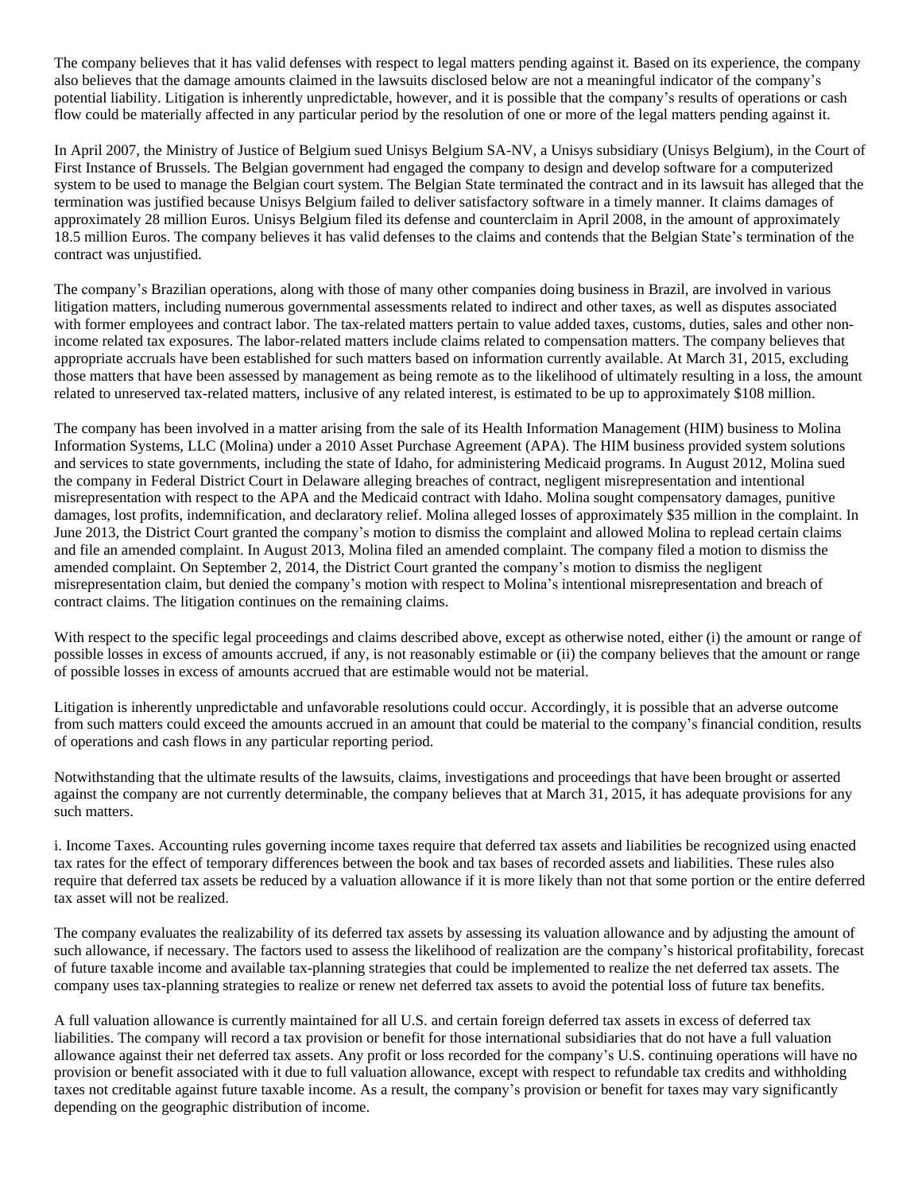The company believes that it has valid defenses with respect to legal matters pending against it. Based on its experience, the company also believes that the damage amounts claimed in the lawsuits disclosed below are not a meaningful indicator of the company's potential liability. Litigation is inherently unpredictable, however, and it is possible that the company's results of operations or cash flow could be materially affected in any particular period by the resolution of one or more of the legal matters pending against it.

In April 2007, the Ministry of Justice of Belgium sued Unisys Belgium SA-NV, a Unisys subsidiary (Unisys Belgium), in the Court of First Instance of Brussels. The Belgian government had engaged the company to design and develop software for a computerized system to be used to manage the Belgian court system. The Belgian State terminated the contract and in its lawsuit has alleged that the termination was justified because Unisys Belgium failed to deliver satisfactory software in a timely manner. It claims damages of approximately 28 million Euros. Unisys Belgium filed its defense and counterclaim in April 2008, in the amount of approximately 18.5 million Euros. The company believes it has valid defenses to the claims and contends that the Belgian State's termination of the contract was unjustified.

The company's Brazilian operations, along with those of many other companies doing business in Brazil, are involved in various litigation matters, including numerous governmental assessments related to indirect and other taxes, as well as disputes associated with former employees and contract labor. The tax-related matters pertain to value added taxes, customs, duties, sales and other non-income related tax exposures. The labor-related matters include claims related to compensation matters. The company believes that appropriate accruals have been established for such matters based on information currently available. At March 31, 2015, excluding those matters that have been assessed by management as being remote as to the likelihood of ultimately resulting in a loss, the amount related to unreserved tax-related matters, inclusive of any related interest, is estimated to be up to approximately $108 million.

The company has been involved in a matter arising from the sale of its Health Information Management (HIM) business to Molina Information Systems, LLC (Molina) under a 2010 Asset Purchase Agreement (APA). The HIM business provided system solutions and services to state governments, including the state of Idaho, for administering Medicaid programs. In August 2012, Molina sued the company in Federal District Court in Delaware alleging breaches of contract, negligent misrepresentation and intentional misrepresentation with respect to the APA and the Medicaid contract with Idaho. Molina sought compensatory damages, punitive damages, lost profits, indemnification, and declaratory relief. Molina alleged losses of approximately $35 million in the complaint. In June 2013, the District Court granted the company's motion to dismiss the complaint and allowed Molina to replead certain claims and file an amended complaint. In August 2013, Molina filed an amended complaint. The company filed a motion to dismiss the amended complaint. On September 2, 2014, the District Court granted the company's motion to dismiss the negligent misrepresentation claim, but denied the company's motion with respect to Molina's intentional misrepresentation and breach of contract claims. The litigation continues on the remaining claims.

With respect to the specific legal proceedings and claims described above, except as otherwise noted, either (i) the amount or range of possible losses in excess of amounts accrued, if any, is not reasonably estimable or (ii) the company believes that the amount or range of possible losses in excess of amounts accrued that are estimable would not be material.

Litigation is inherently unpredictable and unfavorable resolutions could occur. Accordingly, it is possible that an adverse outcome from such matters could exceed the amounts accrued in an amount that could be material to the company's financial condition, results of operations and cash flows in any particular reporting period.

Notwithstanding that the ultimate results of the lawsuits, claims, investigations and proceedings that have been brought or asserted against the company are not currently determinable, the company believes that at March 31, 2015, it has adequate provisions for any such matters.

i. Income Taxes. Accounting rules governing income taxes require that deferred tax assets and liabilities be recognized using enacted tax rates for the effect of temporary differences between the book and tax bases of recorded assets and liabilities. These rules also require that deferred tax assets be reduced by a valuation allowance if it is more likely than not that some portion or the entire deferred tax asset will not be realized.

The company evaluates the realizability of its deferred tax assets by assessing its valuation allowance and by adjusting the amount of such allowance, if necessary. The factors used to assess the likelihood of realization are the company's historical profitability, forecast of future taxable income and available tax-planning strategies that could be implemented to realize the net deferred tax assets. The company uses tax-planning strategies to realize or renew net deferred tax assets to avoid the potential loss of future tax benefits.

A full valuation allowance is currently maintained for all U.S. and certain foreign deferred tax assets in excess of deferred tax liabilities. The company will record a tax provision or benefit for those international subsidiaries that do not have a full valuation allowance against their net deferred tax assets. Any profit or loss recorded for the company's U.S. continuing operations will have no provision or benefit associated with it due to full valuation allowance, except with respect to refundable tax credits and withholding taxes not creditable against future taxable income. As a result, the company's provision or benefit for taxes may vary significantly depending on the geographic distribution of income.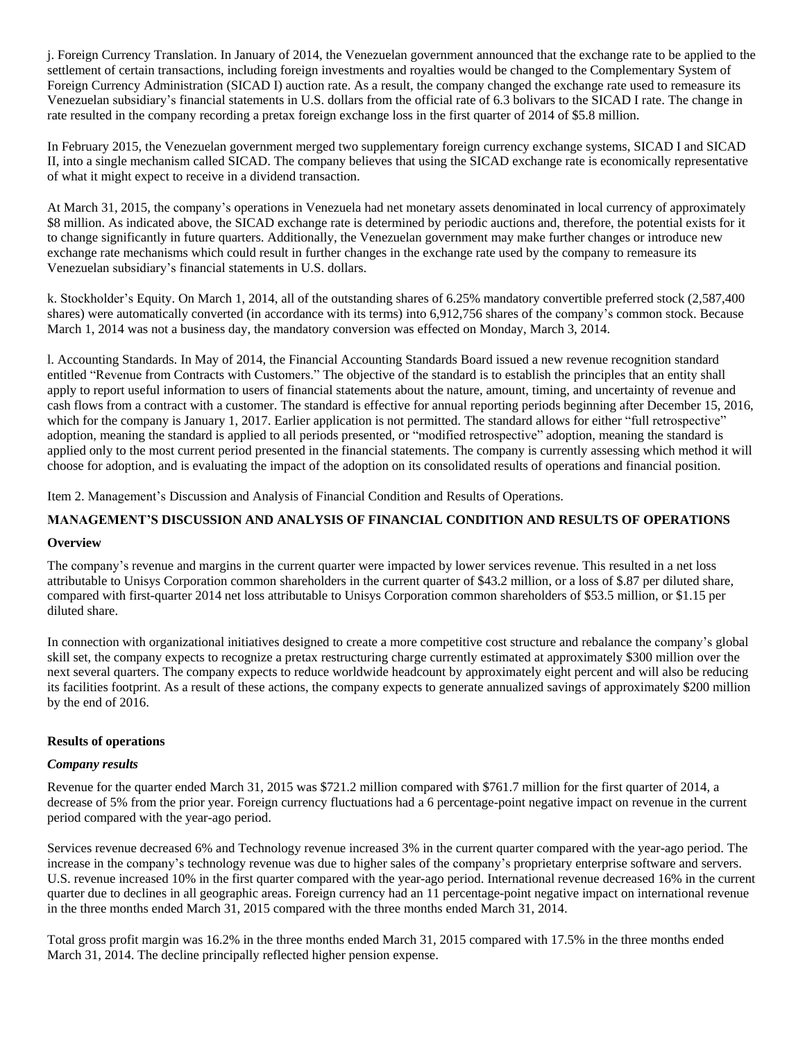j. Foreign Currency Translation. In January of 2014, the Venezuelan government announced that the exchange rate to be applied to the settlement of certain transactions, including foreign investments and royalties would be changed to the Complementary System of Foreign Currency Administration (SICAD I) auction rate. As a result, the company changed the exchange rate used to remeasure its Venezuelan subsidiary's financial statements in U.S. dollars from the official rate of 6.3 bolivars to the SICAD I rate. The change in rate resulted in the company recording a pretax foreign exchange loss in the first quarter of 2014 of $5.8 million.

In February 2015, the Venezuelan government merged two supplementary foreign currency exchange systems, SICAD I and SICAD II, into a single mechanism called SICAD. The company believes that using the SICAD exchange rate is economically representative of what it might expect to receive in a dividend transaction.

At March 31, 2015, the company's operations in Venezuela had net monetary assets denominated in local currency of approximately $8 million. As indicated above, the SICAD exchange rate is determined by periodic auctions and, therefore, the potential exists for it to change significantly in future quarters. Additionally, the Venezuelan government may make further changes or introduce new exchange rate mechanisms which could result in further changes in the exchange rate used by the company to remeasure its Venezuelan subsidiary's financial statements in U.S. dollars.

k. Stockholder's Equity. On March 1, 2014, all of the outstanding shares of 6.25% mandatory convertible preferred stock (2,587,400 shares) were automatically converted (in accordance with its terms) into 6,912,756 shares of the company's common stock. Because March 1, 2014 was not a business day, the mandatory conversion was effected on Monday, March 3, 2014.

l. Accounting Standards. In May of 2014, the Financial Accounting Standards Board issued a new revenue recognition standard entitled "Revenue from Contracts with Customers." The objective of the standard is to establish the principles that an entity shall apply to report useful information to users of financial statements about the nature, amount, timing, and uncertainty of revenue and cash flows from a contract with a customer. The standard is effective for annual reporting periods beginning after December 15, 2016, which for the company is January 1, 2017. Earlier application is not permitted. The standard allows for either "full retrospective" adoption, meaning the standard is applied to all periods presented, or "modified retrospective" adoption, meaning the standard is applied only to the most current period presented in the financial statements. The company is currently assessing which method it will choose for adoption, and is evaluating the impact of the adoption on its consolidated results of operations and financial position.

Item 2. Management's Discussion and Analysis of Financial Condition and Results of Operations.

## MANAGEMENT'S DISCUSSION AND ANALYSIS OF FINANCIAL CONDITION AND RESULTS OF OPERATIONS

### Overview

The company's revenue and margins in the current quarter were impacted by lower services revenue. This resulted in a net loss attributable to Unisys Corporation common shareholders in the current quarter of $43.2 million, or a loss of $.87 per diluted share, compared with first-quarter 2014 net loss attributable to Unisys Corporation common shareholders of $53.5 million, or $1.15 per diluted share.

In connection with organizational initiatives designed to create a more competitive cost structure and rebalance the company's global skill set, the company expects to recognize a pretax restructuring charge currently estimated at approximately $300 million over the next several quarters. The company expects to reduce worldwide headcount by approximately eight percent and will also be reducing its facilities footprint. As a result of these actions, the company expects to generate annualized savings of approximately $200 million by the end of 2016.

### Results of operations

***Company results***

Revenue for the quarter ended March 31, 2015 was $721.2 million compared with $761.7 million for the first quarter of 2014, a decrease of 5% from the prior year. Foreign currency fluctuations had a 6 percentage-point negative impact on revenue in the current period compared with the year-ago period.

Services revenue decreased 6% and Technology revenue increased 3% in the current quarter compared with the year-ago period. The increase in the company's technology revenue was due to higher sales of the company's proprietary enterprise software and servers. U.S. revenue increased 10% in the first quarter compared with the year-ago period. International revenue decreased 16% in the current quarter due to declines in all geographic areas. Foreign currency had an 11 percentage-point negative impact on international revenue in the three months ended March 31, 2015 compared with the three months ended March 31, 2014.

Total gross profit margin was 16.2% in the three months ended March 31, 2015 compared with 17.5% in the three months ended March 31, 2014. The decline principally reflected higher pension expense.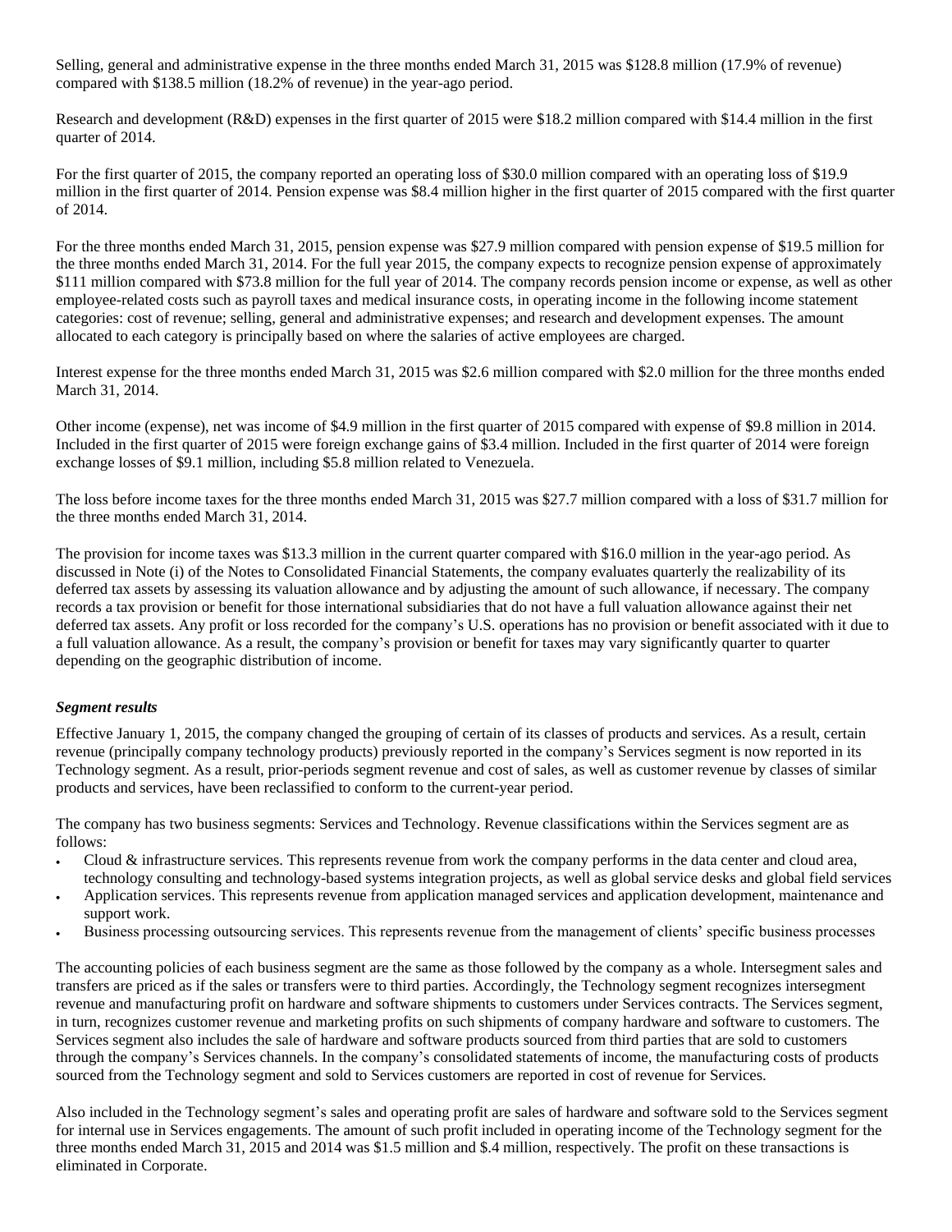Selling, general and administrative expense in the three months ended March 31, 2015 was $128.8 million (17.9% of revenue) compared with $138.5 million (18.2% of revenue) in the year-ago period.

Research and development (R&D) expenses in the first quarter of 2015 were $18.2 million compared with $14.4 million in the first quarter of 2014.

For the first quarter of 2015, the company reported an operating loss of $30.0 million compared with an operating loss of $19.9 million in the first quarter of 2014. Pension expense was $8.4 million higher in the first quarter of 2015 compared with the first quarter of 2014.

For the three months ended March 31, 2015, pension expense was $27.9 million compared with pension expense of $19.5 million for the three months ended March 31, 2014. For the full year 2015, the company expects to recognize pension expense of approximately $111 million compared with $73.8 million for the full year of 2014. The company records pension income or expense, as well as other employee-related costs such as payroll taxes and medical insurance costs, in operating income in the following income statement categories: cost of revenue; selling, general and administrative expenses; and research and development expenses. The amount allocated to each category is principally based on where the salaries of active employees are charged.

Interest expense for the three months ended March 31, 2015 was $2.6 million compared with $2.0 million for the three months ended March 31, 2014.

Other income (expense), net was income of $4.9 million in the first quarter of 2015 compared with expense of $9.8 million in 2014. Included in the first quarter of 2015 were foreign exchange gains of $3.4 million. Included in the first quarter of 2014 were foreign exchange losses of $9.1 million, including $5.8 million related to Venezuela.

The loss before income taxes for the three months ended March 31, 2015 was $27.7 million compared with a loss of $31.7 million for the three months ended March 31, 2014.

The provision for income taxes was $13.3 million in the current quarter compared with $16.0 million in the year-ago period. As discussed in Note (i) of the Notes to Consolidated Financial Statements, the company evaluates quarterly the realizability of its deferred tax assets by assessing its valuation allowance and by adjusting the amount of such allowance, if necessary. The company records a tax provision or benefit for those international subsidiaries that do not have a full valuation allowance against their net deferred tax assets. Any profit or loss recorded for the company's U.S. operations has no provision or benefit associated with it due to a full valuation allowance. As a result, the company's provision or benefit for taxes may vary significantly quarter to quarter depending on the geographic distribution of income.

***Segment results***

Effective January 1, 2015, the company changed the grouping of certain of its classes of products and services. As a result, certain revenue (principally company technology products) previously reported in the company's Services segment is now reported in its Technology segment. As a result, prior-periods segment revenue and cost of sales, as well as customer revenue by classes of similar products and services, have been reclassified to conform to the current-year period.

The company has two business segments: Services and Technology. Revenue classifications within the Services segment are as follows:

- Cloud & infrastructure services. This represents revenue from work the company performs in the data center and cloud area, technology consulting and technology-based systems integration projects, as well as global service desks and global field services
- Application services. This represents revenue from application managed services and application development, maintenance and support work.
- Business processing outsourcing services. This represents revenue from the management of clients' specific business processes

The accounting policies of each business segment are the same as those followed by the company as a whole. Intersegment sales and transfers are priced as if the sales or transfers were to third parties. Accordingly, the Technology segment recognizes intersegment revenue and manufacturing profit on hardware and software shipments to customers under Services contracts. The Services segment, in turn, recognizes customer revenue and marketing profits on such shipments of company hardware and software to customers. The Services segment also includes the sale of hardware and software products sourced from third parties that are sold to customers through the company's Services channels. In the company's consolidated statements of income, the manufacturing costs of products sourced from the Technology segment and sold to Services customers are reported in cost of revenue for Services.

Also included in the Technology segment's sales and operating profit are sales of hardware and software sold to the Services segment for internal use in Services engagements. The amount of such profit included in operating income of the Technology segment for the three months ended March 31, 2015 and 2014 was $1.5 million and $.4 million, respectively. The profit on these transactions is eliminated in Corporate.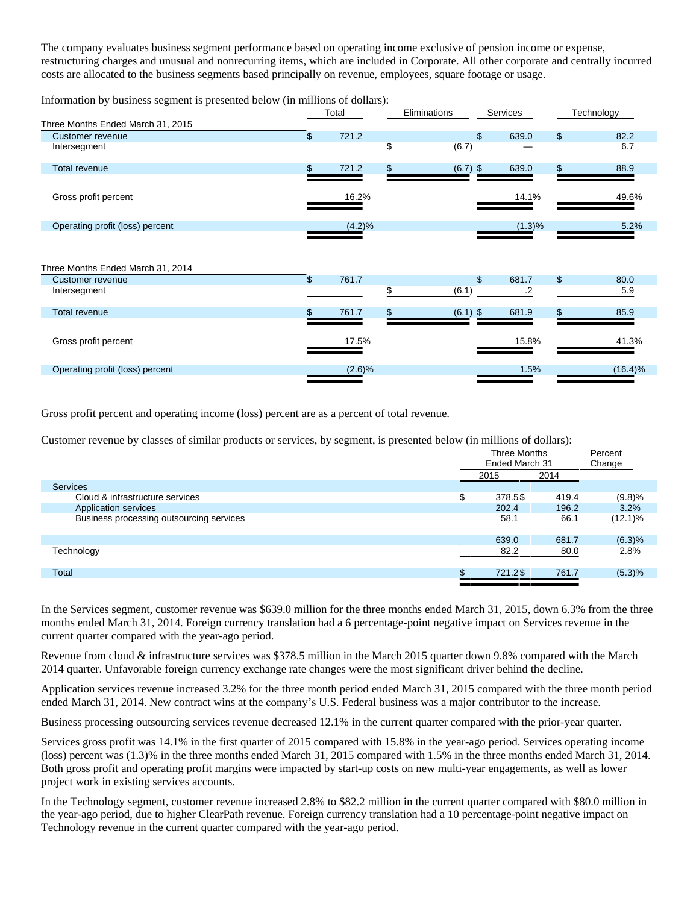The company evaluates business segment performance based on operating income exclusive of pension income or expense, restructuring charges and unusual and nonrecurring items, which are included in Corporate. All other corporate and centrally incurred costs are allocated to the business segments based principally on revenue, employees, square footage or usage.

Information by business segment is presented below (in millions of dollars):

| | Total | Eliminations | Services | Technology |
|---|---|---|---|---|
| **Three Months Ended March 31, 2015** | | | | |
| Customer revenue | $ 721.2 | | $ 639.0 | $ 82.2 |
| Intersegment | | $ (6.7) | — | 6.7 |
| Total revenue | $ 721.2 | $ (6.7) | $ 639.0 | $ 88.9 |
| Gross profit percent | 16.2% | | 14.1% | 49.6% |
| Operating profit (loss) percent | (4.2)% | | (1.3)% | 5.2% |
| **Three Months Ended March 31, 2014** | | | | |
| Customer revenue | $ 761.7 | | $ 681.7 | $ 80.0 |
| Intersegment | | $ (6.1) | .2 | 5.9 |
| Total revenue | $ 761.7 | $ (6.1) | $ 681.9 | $ 85.9 |
| Gross profit percent | 17.5% | | 15.8% | 41.3% |
| Operating profit (loss) percent | (2.6)% | | 1.5% | (16.4)% |

Gross profit percent and operating income (loss) percent are as a percent of total revenue.

Customer revenue by classes of similar products or services, by segment, is presented below (in millions of dollars):

| | Three Months Ended March 31 | | Percent Change |
|---|---|---|---|
| | 2015 | 2014 | |
| Services | | | |
| Cloud & infrastructure services | $ 378.5 | $ 419.4 | (9.8)% |
| Application services | 202.4 | 196.2 | 3.2% |
| Business processing outsourcing services | 58.1 | 66.1 | (12.1)% |
| | 639.0 | 681.7 | (6.3)% |
| Technology | 82.2 | 80.0 | 2.8% |
| Total | $ 721.2 | $ 761.7 | (5.3)% |

In the Services segment, customer revenue was $639.0 million for the three months ended March 31, 2015, down 6.3% from the three months ended March 31, 2014. Foreign currency translation had a 6 percentage-point negative impact on Services revenue in the current quarter compared with the year-ago period.

Revenue from cloud & infrastructure services was $378.5 million in the March 2015 quarter down 9.8% compared with the March 2014 quarter. Unfavorable foreign currency exchange rate changes were the most significant driver behind the decline.

Application services revenue increased 3.2% for the three month period ended March 31, 2015 compared with the three month period ended March 31, 2014. New contract wins at the company's U.S. Federal business was a major contributor to the increase.

Business processing outsourcing services revenue decreased 12.1% in the current quarter compared with the prior-year quarter.

Services gross profit was 14.1% in the first quarter of 2015 compared with 15.8% in the year-ago period. Services operating income (loss) percent was (1.3)% in the three months ended March 31, 2015 compared with 1.5% in the three months ended March 31, 2014. Both gross profit and operating profit margins were impacted by start-up costs on new multi-year engagements, as well as lower project work in existing services accounts.

In the Technology segment, customer revenue increased 2.8% to $82.2 million in the current quarter compared with $80.0 million in the year-ago period, due to higher ClearPath revenue. Foreign currency translation had a 10 percentage-point negative impact on Technology revenue in the current quarter compared with the year-ago period.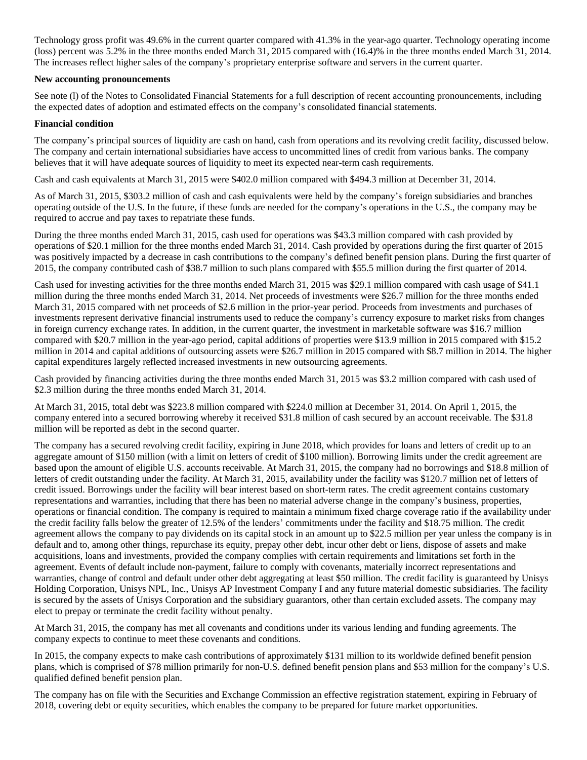Technology gross profit was 49.6% in the current quarter compared with 41.3% in the year-ago quarter. Technology operating income (loss) percent was 5.2% in the three months ended March 31, 2015 compared with (16.4)% in the three months ended March 31, 2014. The increases reflect higher sales of the company's proprietary enterprise software and servers in the current quarter.

**New accounting pronouncements**

See note (l) of the Notes to Consolidated Financial Statements for a full description of recent accounting pronouncements, including the expected dates of adoption and estimated effects on the company's consolidated financial statements.

**Financial condition**

The company's principal sources of liquidity are cash on hand, cash from operations and its revolving credit facility, discussed below. The company and certain international subsidiaries have access to uncommitted lines of credit from various banks. The company believes that it will have adequate sources of liquidity to meet its expected near-term cash requirements.

Cash and cash equivalents at March 31, 2015 were $402.0 million compared with $494.3 million at December 31, 2014.

As of March 31, 2015, $303.2 million of cash and cash equivalents were held by the company's foreign subsidiaries and branches operating outside of the U.S. In the future, if these funds are needed for the company's operations in the U.S., the company may be required to accrue and pay taxes to repatriate these funds.

During the three months ended March 31, 2015, cash used for operations was $43.3 million compared with cash provided by operations of $20.1 million for the three months ended March 31, 2014. Cash provided by operations during the first quarter of 2015 was positively impacted by a decrease in cash contributions to the company's defined benefit pension plans. During the first quarter of 2015, the company contributed cash of $38.7 million to such plans compared with $55.5 million during the first quarter of 2014.

Cash used for investing activities for the three months ended March 31, 2015 was $29.1 million compared with cash usage of $41.1 million during the three months ended March 31, 2014. Net proceeds of investments were $26.7 million for the three months ended March 31, 2015 compared with net proceeds of $2.6 million in the prior-year period. Proceeds from investments and purchases of investments represent derivative financial instruments used to reduce the company's currency exposure to market risks from changes in foreign currency exchange rates. In addition, in the current quarter, the investment in marketable software was $16.7 million compared with $20.7 million in the year-ago period, capital additions of properties were $13.9 million in 2015 compared with $15.2 million in 2014 and capital additions of outsourcing assets were $26.7 million in 2015 compared with $8.7 million in 2014. The higher capital expenditures largely reflected increased investments in new outsourcing agreements.

Cash provided by financing activities during the three months ended March 31, 2015 was $3.2 million compared with cash used of $2.3 million during the three months ended March 31, 2014.

At March 31, 2015, total debt was $223.8 million compared with $224.0 million at December 31, 2014. On April 1, 2015, the company entered into a secured borrowing whereby it received $31.8 million of cash secured by an account receivable. The $31.8 million will be reported as debt in the second quarter.

The company has a secured revolving credit facility, expiring in June 2018, which provides for loans and letters of credit up to an aggregate amount of $150 million (with a limit on letters of credit of $100 million). Borrowing limits under the credit agreement are based upon the amount of eligible U.S. accounts receivable. At March 31, 2015, the company had no borrowings and $18.8 million of letters of credit outstanding under the facility. At March 31, 2015, availability under the facility was $120.7 million net of letters of credit issued. Borrowings under the facility will bear interest based on short-term rates. The credit agreement contains customary representations and warranties, including that there has been no material adverse change in the company's business, properties, operations or financial condition. The company is required to maintain a minimum fixed charge coverage ratio if the availability under the credit facility falls below the greater of 12.5% of the lenders' commitments under the facility and $18.75 million. The credit agreement allows the company to pay dividends on its capital stock in an amount up to $22.5 million per year unless the company is in default and to, among other things, repurchase its equity, prepay other debt, incur other debt or liens, dispose of assets and make acquisitions, loans and investments, provided the company complies with certain requirements and limitations set forth in the agreement. Events of default include non-payment, failure to comply with covenants, materially incorrect representations and warranties, change of control and default under other debt aggregating at least $50 million. The credit facility is guaranteed by Unisys Holding Corporation, Unisys NPL, Inc., Unisys AP Investment Company I and any future material domestic subsidiaries. The facility is secured by the assets of Unisys Corporation and the subsidiary guarantors, other than certain excluded assets. The company may elect to prepay or terminate the credit facility without penalty.

At March 31, 2015, the company has met all covenants and conditions under its various lending and funding agreements. The company expects to continue to meet these covenants and conditions.

In 2015, the company expects to make cash contributions of approximately $131 million to its worldwide defined benefit pension plans, which is comprised of $78 million primarily for non-U.S. defined benefit pension plans and $53 million for the company's U.S. qualified defined benefit pension plan.

The company has on file with the Securities and Exchange Commission an effective registration statement, expiring in February of 2018, covering debt or equity securities, which enables the company to be prepared for future market opportunities.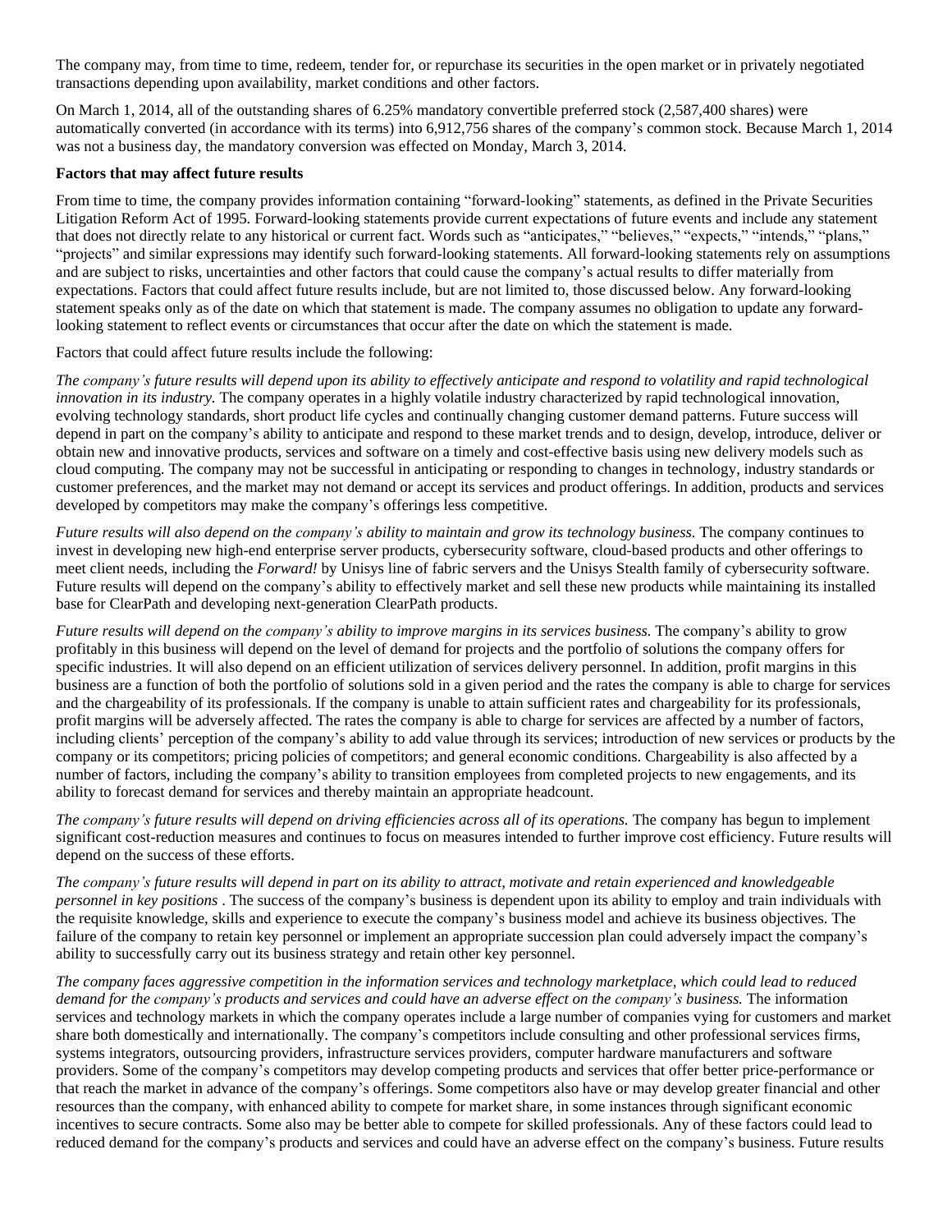The company may, from time to time, redeem, tender for, or repurchase its securities in the open market or in privately negotiated transactions depending upon availability, market conditions and other factors.

On March 1, 2014, all of the outstanding shares of 6.25% mandatory convertible preferred stock (2,587,400 shares) were automatically converted (in accordance with its terms) into 6,912,756 shares of the company's common stock. Because March 1, 2014 was not a business day, the mandatory conversion was effected on Monday, March 3, 2014.

**Factors that may affect future results**

From time to time, the company provides information containing "forward-looking" statements, as defined in the Private Securities Litigation Reform Act of 1995. Forward-looking statements provide current expectations of future events and include any statement that does not directly relate to any historical or current fact. Words such as "anticipates," "believes," "expects," "intends," "plans," "projects" and similar expressions may identify such forward-looking statements. All forward-looking statements rely on assumptions and are subject to risks, uncertainties and other factors that could cause the company's actual results to differ materially from expectations. Factors that could affect future results include, but are not limited to, those discussed below. Any forward-looking statement speaks only as of the date on which that statement is made. The company assumes no obligation to update any forward-looking statement to reflect events or circumstances that occur after the date on which the statement is made.

Factors that could affect future results include the following:

*The company's future results will depend upon its ability to effectively anticipate and respond to volatility and rapid technological innovation in its industry.* The company operates in a highly volatile industry characterized by rapid technological innovation, evolving technology standards, short product life cycles and continually changing customer demand patterns. Future success will depend in part on the company's ability to anticipate and respond to these market trends and to design, develop, introduce, deliver or obtain new and innovative products, services and software on a timely and cost-effective basis using new delivery models such as cloud computing. The company may not be successful in anticipating or responding to changes in technology, industry standards or customer preferences, and the market may not demand or accept its services and product offerings. In addition, products and services developed by competitors may make the company's offerings less competitive.

*Future results will also depend on the company's ability to maintain and grow its technology business.* The company continues to invest in developing new high-end enterprise server products, cybersecurity software, cloud-based products and other offerings to meet client needs, including the *Forward!* by Unisys line of fabric servers and the Unisys Stealth family of cybersecurity software. Future results will depend on the company's ability to effectively market and sell these new products while maintaining its installed base for ClearPath and developing next-generation ClearPath products.

*Future results will depend on the company's ability to improve margins in its services business.* The company's ability to grow profitably in this business will depend on the level of demand for projects and the portfolio of solutions the company offers for specific industries. It will also depend on an efficient utilization of services delivery personnel. In addition, profit margins in this business are a function of both the portfolio of solutions sold in a given period and the rates the company is able to charge for services and the chargeability of its professionals. If the company is unable to attain sufficient rates and chargeability for its professionals, profit margins will be adversely affected. The rates the company is able to charge for services are affected by a number of factors, including clients' perception of the company's ability to add value through its services; introduction of new services or products by the company or its competitors; pricing policies of competitors; and general economic conditions. Chargeability is also affected by a number of factors, including the company's ability to transition employees from completed projects to new engagements, and its ability to forecast demand for services and thereby maintain an appropriate headcount.

*The company's future results will depend on driving efficiencies across all of its operations.* The company has begun to implement significant cost-reduction measures and continues to focus on measures intended to further improve cost efficiency. Future results will depend on the success of these efforts.

*The company's future results will depend in part on its ability to attract, motivate and retain experienced and knowledgeable personnel in key positions* . The success of the company's business is dependent upon its ability to employ and train individuals with the requisite knowledge, skills and experience to execute the company's business model and achieve its business objectives. The failure of the company to retain key personnel or implement an appropriate succession plan could adversely impact the company's ability to successfully carry out its business strategy and retain other key personnel.

*The company faces aggressive competition in the information services and technology marketplace, which could lead to reduced demand for the company's products and services and could have an adverse effect on the company's business.* The information services and technology markets in which the company operates include a large number of companies vying for customers and market share both domestically and internationally. The company's competitors include consulting and other professional services firms, systems integrators, outsourcing providers, infrastructure services providers, computer hardware manufacturers and software providers. Some of the company's competitors may develop competing products and services that offer better price-performance or that reach the market in advance of the company's offerings. Some competitors also have or may develop greater financial and other resources than the company, with enhanced ability to compete for market share, in some instances through significant economic incentives to secure contracts. Some also may be better able to compete for skilled professionals. Any of these factors could lead to reduced demand for the company's products and services and could have an adverse effect on the company's business. Future results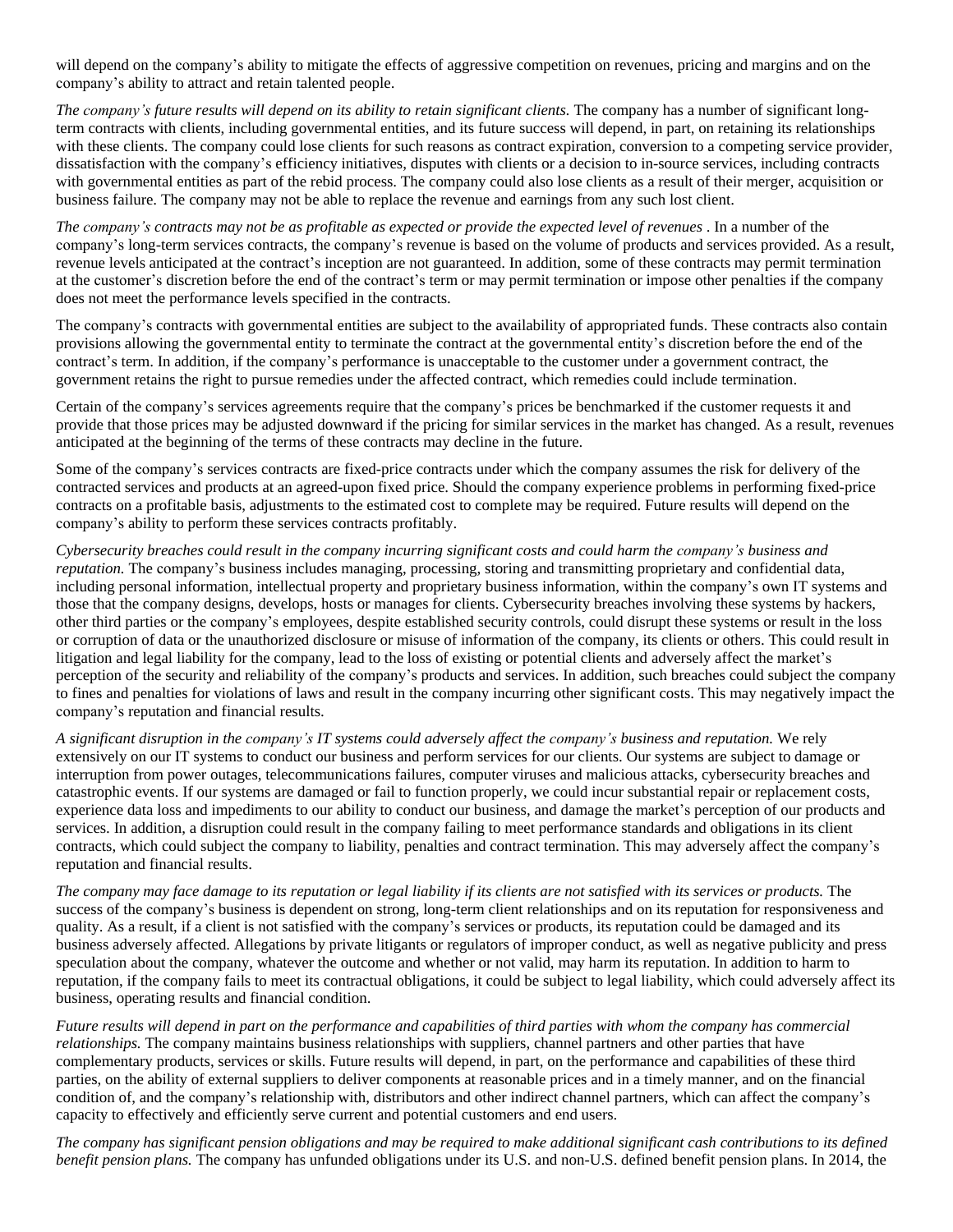will depend on the company's ability to mitigate the effects of aggressive competition on revenues, pricing and margins and on the company's ability to attract and retain talented people.

*The company's future results will depend on its ability to retain significant clients.* The company has a number of significant long-term contracts with clients, including governmental entities, and its future success will depend, in part, on retaining its relationships with these clients. The company could lose clients for such reasons as contract expiration, conversion to a competing service provider, dissatisfaction with the company's efficiency initiatives, disputes with clients or a decision to in-source services, including contracts with governmental entities as part of the rebid process. The company could also lose clients as a result of their merger, acquisition or business failure. The company may not be able to replace the revenue and earnings from any such lost client.

*The company's contracts may not be as profitable as expected or provide the expected level of revenues* . In a number of the company's long-term services contracts, the company's revenue is based on the volume of products and services provided. As a result, revenue levels anticipated at the contract's inception are not guaranteed. In addition, some of these contracts may permit termination at the customer's discretion before the end of the contract's term or may permit termination or impose other penalties if the company does not meet the performance levels specified in the contracts.

The company's contracts with governmental entities are subject to the availability of appropriated funds. These contracts also contain provisions allowing the governmental entity to terminate the contract at the governmental entity's discretion before the end of the contract's term. In addition, if the company's performance is unacceptable to the customer under a government contract, the government retains the right to pursue remedies under the affected contract, which remedies could include termination.

Certain of the company's services agreements require that the company's prices be benchmarked if the customer requests it and provide that those prices may be adjusted downward if the pricing for similar services in the market has changed. As a result, revenues anticipated at the beginning of the terms of these contracts may decline in the future.

Some of the company's services contracts are fixed-price contracts under which the company assumes the risk for delivery of the contracted services and products at an agreed-upon fixed price. Should the company experience problems in performing fixed-price contracts on a profitable basis, adjustments to the estimated cost to complete may be required. Future results will depend on the company's ability to perform these services contracts profitably.

*Cybersecurity breaches could result in the company incurring significant costs and could harm the company's business and reputation.* The company's business includes managing, processing, storing and transmitting proprietary and confidential data, including personal information, intellectual property and proprietary business information, within the company's own IT systems and those that the company designs, develops, hosts or manages for clients. Cybersecurity breaches involving these systems by hackers, other third parties or the company's employees, despite established security controls, could disrupt these systems or result in the loss or corruption of data or the unauthorized disclosure or misuse of information of the company, its clients or others. This could result in litigation and legal liability for the company, lead to the loss of existing or potential clients and adversely affect the market's perception of the security and reliability of the company's products and services. In addition, such breaches could subject the company to fines and penalties for violations of laws and result in the company incurring other significant costs. This may negatively impact the company's reputation and financial results.

*A significant disruption in the company's IT systems could adversely affect the company's business and reputation.* We rely extensively on our IT systems to conduct our business and perform services for our clients. Our systems are subject to damage or interruption from power outages, telecommunications failures, computer viruses and malicious attacks, cybersecurity breaches and catastrophic events. If our systems are damaged or fail to function properly, we could incur substantial repair or replacement costs, experience data loss and impediments to our ability to conduct our business, and damage the market's perception of our products and services. In addition, a disruption could result in the company failing to meet performance standards and obligations in its client contracts, which could subject the company to liability, penalties and contract termination. This may adversely affect the company's reputation and financial results.

*The company may face damage to its reputation or legal liability if its clients are not satisfied with its services or products.* The success of the company's business is dependent on strong, long-term client relationships and on its reputation for responsiveness and quality. As a result, if a client is not satisfied with the company's services or products, its reputation could be damaged and its business adversely affected. Allegations by private litigants or regulators of improper conduct, as well as negative publicity and press speculation about the company, whatever the outcome and whether or not valid, may harm its reputation. In addition to harm to reputation, if the company fails to meet its contractual obligations, it could be subject to legal liability, which could adversely affect its business, operating results and financial condition.

*Future results will depend in part on the performance and capabilities of third parties with whom the company has commercial relationships.* The company maintains business relationships with suppliers, channel partners and other parties that have complementary products, services or skills. Future results will depend, in part, on the performance and capabilities of these third parties, on the ability of external suppliers to deliver components at reasonable prices and in a timely manner, and on the financial condition of, and the company's relationship with, distributors and other indirect channel partners, which can affect the company's capacity to effectively and efficiently serve current and potential customers and end users.

*The company has significant pension obligations and may be required to make additional significant cash contributions to its defined benefit pension plans.* The company has unfunded obligations under its U.S. and non-U.S. defined benefit pension plans. In 2014, the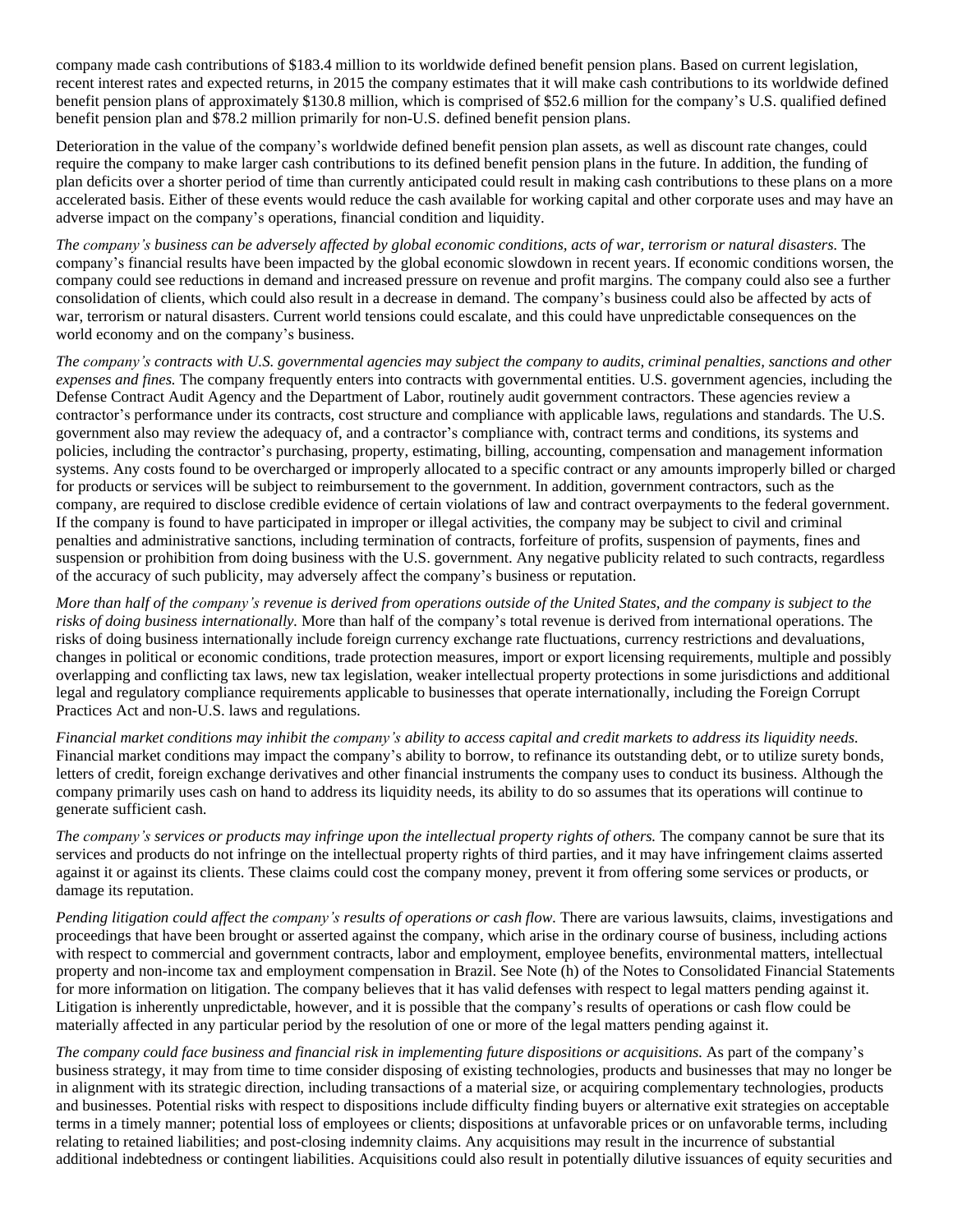company made cash contributions of $183.4 million to its worldwide defined benefit pension plans. Based on current legislation, recent interest rates and expected returns, in 2015 the company estimates that it will make cash contributions to its worldwide defined benefit pension plans of approximately $130.8 million, which is comprised of $52.6 million for the company's U.S. qualified defined benefit pension plan and $78.2 million primarily for non-U.S. defined benefit pension plans.

Deterioration in the value of the company's worldwide defined benefit pension plan assets, as well as discount rate changes, could require the company to make larger cash contributions to its defined benefit pension plans in the future. In addition, the funding of plan deficits over a shorter period of time than currently anticipated could result in making cash contributions to these plans on a more accelerated basis. Either of these events would reduce the cash available for working capital and other corporate uses and may have an adverse impact on the company's operations, financial condition and liquidity.

*The company's business can be adversely affected by global economic conditions, acts of war, terrorism or natural disasters.* The company's financial results have been impacted by the global economic slowdown in recent years. If economic conditions worsen, the company could see reductions in demand and increased pressure on revenue and profit margins. The company could also see a further consolidation of clients, which could also result in a decrease in demand. The company's business could also be affected by acts of war, terrorism or natural disasters. Current world tensions could escalate, and this could have unpredictable consequences on the world economy and on the company's business.

*The company's contracts with U.S. governmental agencies may subject the company to audits, criminal penalties, sanctions and other expenses and fines.* The company frequently enters into contracts with governmental entities. U.S. government agencies, including the Defense Contract Audit Agency and the Department of Labor, routinely audit government contractors. These agencies review a contractor's performance under its contracts, cost structure and compliance with applicable laws, regulations and standards. The U.S. government also may review the adequacy of, and a contractor's compliance with, contract terms and conditions, its systems and policies, including the contractor's purchasing, property, estimating, billing, accounting, compensation and management information systems. Any costs found to be overcharged or improperly allocated to a specific contract or any amounts improperly billed or charged for products or services will be subject to reimbursement to the government. In addition, government contractors, such as the company, are required to disclose credible evidence of certain violations of law and contract overpayments to the federal government. If the company is found to have participated in improper or illegal activities, the company may be subject to civil and criminal penalties and administrative sanctions, including termination of contracts, forfeiture of profits, suspension of payments, fines and suspension or prohibition from doing business with the U.S. government. Any negative publicity related to such contracts, regardless of the accuracy of such publicity, may adversely affect the company's business or reputation.

*More than half of the company's revenue is derived from operations outside of the United States, and the company is subject to the risks of doing business internationally.* More than half of the company's total revenue is derived from international operations. The risks of doing business internationally include foreign currency exchange rate fluctuations, currency restrictions and devaluations, changes in political or economic conditions, trade protection measures, import or export licensing requirements, multiple and possibly overlapping and conflicting tax laws, new tax legislation, weaker intellectual property protections in some jurisdictions and additional legal and regulatory compliance requirements applicable to businesses that operate internationally, including the Foreign Corrupt Practices Act and non-U.S. laws and regulations.

*Financial market conditions may inhibit the company's ability to access capital and credit markets to address its liquidity needs.* Financial market conditions may impact the company's ability to borrow, to refinance its outstanding debt, or to utilize surety bonds, letters of credit, foreign exchange derivatives and other financial instruments the company uses to conduct its business. Although the company primarily uses cash on hand to address its liquidity needs, its ability to do so assumes that its operations will continue to generate sufficient cash.

*The company's services or products may infringe upon the intellectual property rights of others.* The company cannot be sure that its services and products do not infringe on the intellectual property rights of third parties, and it may have infringement claims asserted against it or against its clients. These claims could cost the company money, prevent it from offering some services or products, or damage its reputation.

*Pending litigation could affect the company's results of operations or cash flow.* There are various lawsuits, claims, investigations and proceedings that have been brought or asserted against the company, which arise in the ordinary course of business, including actions with respect to commercial and government contracts, labor and employment, employee benefits, environmental matters, intellectual property and non-income tax and employment compensation in Brazil. See Note (h) of the Notes to Consolidated Financial Statements for more information on litigation. The company believes that it has valid defenses with respect to legal matters pending against it. Litigation is inherently unpredictable, however, and it is possible that the company's results of operations or cash flow could be materially affected in any particular period by the resolution of one or more of the legal matters pending against it.

*The company could face business and financial risk in implementing future dispositions or acquisitions.* As part of the company's business strategy, it may from time to time consider disposing of existing technologies, products and businesses that may no longer be in alignment with its strategic direction, including transactions of a material size, or acquiring complementary technologies, products and businesses. Potential risks with respect to dispositions include difficulty finding buyers or alternative exit strategies on acceptable terms in a timely manner; potential loss of employees or clients; dispositions at unfavorable prices or on unfavorable terms, including relating to retained liabilities; and post-closing indemnity claims. Any acquisitions may result in the incurrence of substantial additional indebtedness or contingent liabilities. Acquisitions could also result in potentially dilutive issuances of equity securities and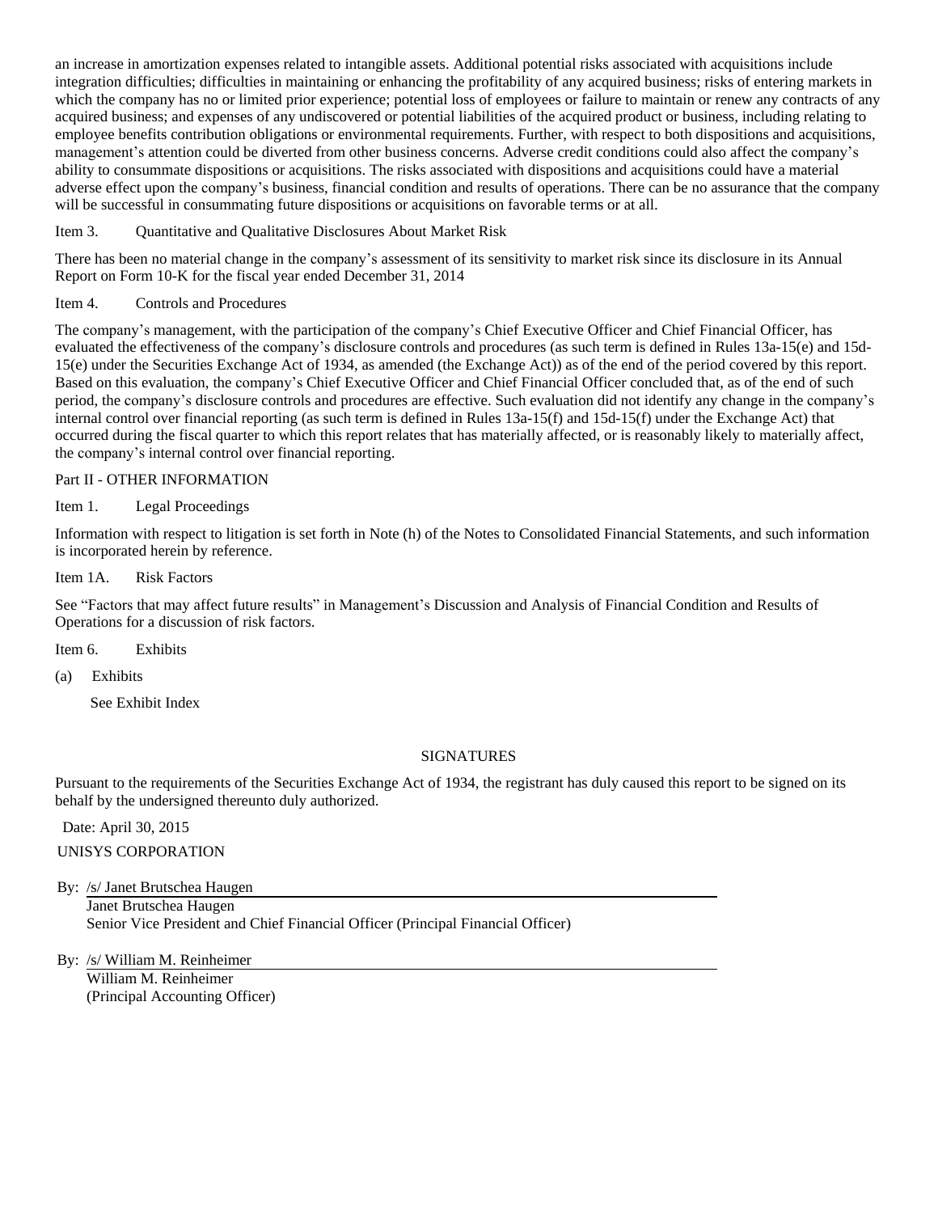an increase in amortization expenses related to intangible assets. Additional potential risks associated with acquisitions include integration difficulties; difficulties in maintaining or enhancing the profitability of any acquired business; risks of entering markets in which the company has no or limited prior experience; potential loss of employees or failure to maintain or renew any contracts of any acquired business; and expenses of any undiscovered or potential liabilities of the acquired product or business, including relating to employee benefits contribution obligations or environmental requirements. Further, with respect to both dispositions and acquisitions, management's attention could be diverted from other business concerns. Adverse credit conditions could also affect the company's ability to consummate dispositions or acquisitions. The risks associated with dispositions and acquisitions could have a material adverse effect upon the company's business, financial condition and results of operations. There can be no assurance that the company will be successful in consummating future dispositions or acquisitions on favorable terms or at all.

Item 3. Quantitative and Qualitative Disclosures About Market Risk

There has been no material change in the company's assessment of its sensitivity to market risk since its disclosure in its Annual Report on Form 10-K for the fiscal year ended December 31, 2014

Item 4. Controls and Procedures

The company's management, with the participation of the company's Chief Executive Officer and Chief Financial Officer, has evaluated the effectiveness of the company's disclosure controls and procedures (as such term is defined in Rules 13a-15(e) and 15d-15(e) under the Securities Exchange Act of 1934, as amended (the Exchange Act)) as of the end of the period covered by this report. Based on this evaluation, the company's Chief Executive Officer and Chief Financial Officer concluded that, as of the end of such period, the company's disclosure controls and procedures are effective. Such evaluation did not identify any change in the company's internal control over financial reporting (as such term is defined in Rules 13a-15(f) and 15d-15(f) under the Exchange Act) that occurred during the fiscal quarter to which this report relates that has materially affected, or is reasonably likely to materially affect, the company's internal control over financial reporting.

Part II - OTHER INFORMATION

Item 1. Legal Proceedings

Information with respect to litigation is set forth in Note (h) of the Notes to Consolidated Financial Statements, and such information is incorporated herein by reference.

Item 1A. Risk Factors

See "Factors that may affect future results" in Management's Discussion and Analysis of Financial Condition and Results of Operations for a discussion of risk factors.

Item 6. Exhibits

(a) Exhibits

See Exhibit Index

SIGNATURES

Pursuant to the requirements of the Securities Exchange Act of 1934, the registrant has duly caused this report to be signed on its behalf by the undersigned thereunto duly authorized.

Date: April 30, 2015

UNISYS CORPORATION

By: /s/ Janet Brutschea Haugen
Janet Brutschea Haugen
Senior Vice President and Chief Financial Officer (Principal Financial Officer)

By: /s/ William M. Reinheimer
William M. Reinheimer
(Principal Accounting Officer)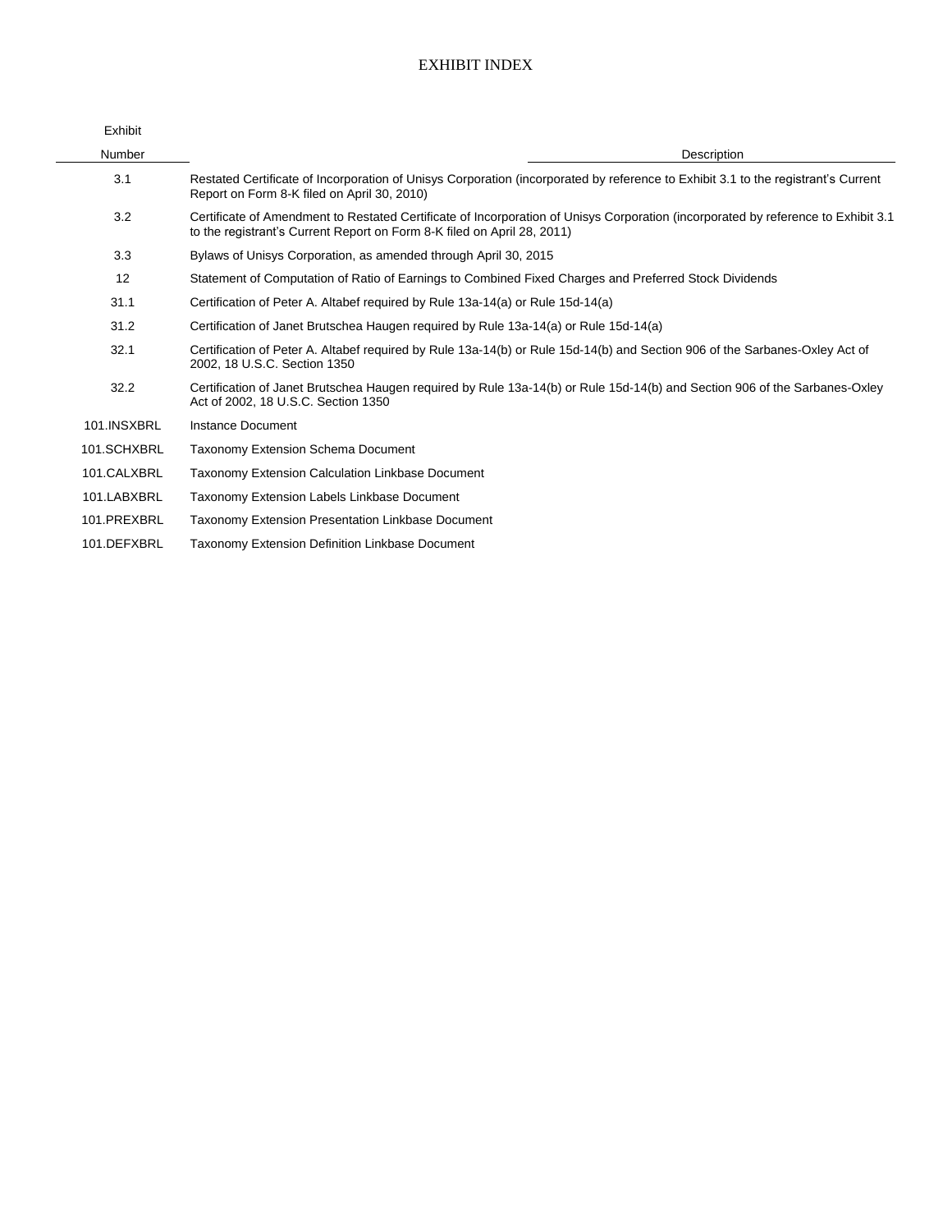# EXHIBIT INDEX

| Exhibit Number | Description |
|---|---|
| 3.1 | Restated Certificate of Incorporation of Unisys Corporation (incorporated by reference to Exhibit 3.1 to the registrant's Current Report on Form 8-K filed on April 30, 2010) |
| 3.2 | Certificate of Amendment to Restated Certificate of Incorporation of Unisys Corporation (incorporated by reference to Exhibit 3.1 to the registrant's Current Report on Form 8-K filed on April 28, 2011) |
| 3.3 | Bylaws of Unisys Corporation, as amended through April 30, 2015 |
| 12 | Statement of Computation of Ratio of Earnings to Combined Fixed Charges and Preferred Stock Dividends |
| 31.1 | Certification of Peter A. Altabef required by Rule 13a-14(a) or Rule 15d-14(a) |
| 31.2 | Certification of Janet Brutschea Haugen required by Rule 13a-14(a) or Rule 15d-14(a) |
| 32.1 | Certification of Peter A. Altabef required by Rule 13a-14(b) or Rule 15d-14(b) and Section 906 of the Sarbanes-Oxley Act of 2002, 18 U.S.C. Section 1350 |
| 32.2 | Certification of Janet Brutschea Haugen required by Rule 13a-14(b) or Rule 15d-14(b) and Section 906 of the Sarbanes-Oxley Act of 2002, 18 U.S.C. Section 1350 |
| 101.INSXBRL | Instance Document |
| 101.SCHXBRL | Taxonomy Extension Schema Document |
| 101.CALXBRL | Taxonomy Extension Calculation Linkbase Document |
| 101.LABXBRL | Taxonomy Extension Labels Linkbase Document |
| 101.PREXBRL | Taxonomy Extension Presentation Linkbase Document |
| 101.DEFXBRL | Taxonomy Extension Definition Linkbase Document |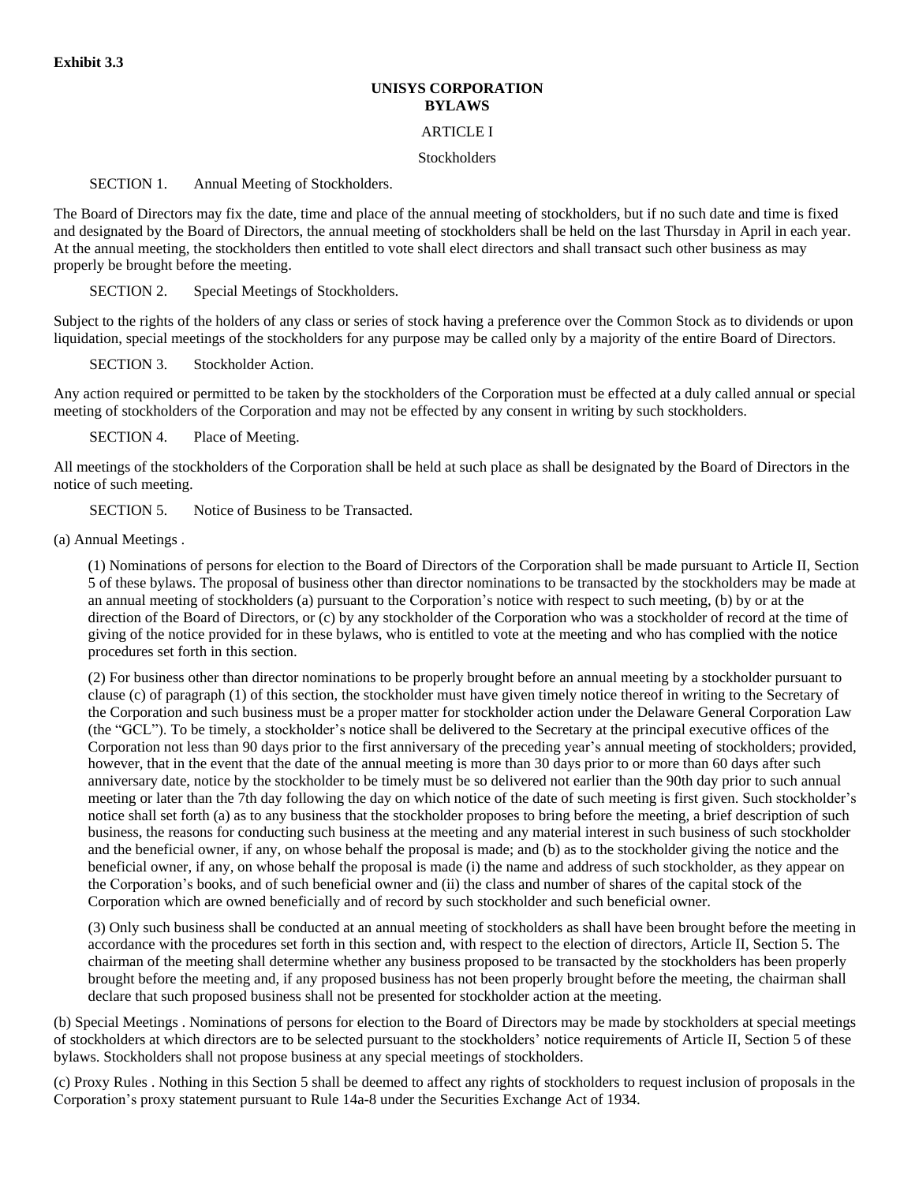**Exhibit 3.3**

# UNISYS CORPORATION
# BYLAWS

## ARTICLE I

### Stockholders

SECTION 1. Annual Meeting of Stockholders.

The Board of Directors may fix the date, time and place of the annual meeting of stockholders, but if no such date and time is fixed and designated by the Board of Directors, the annual meeting of stockholders shall be held on the last Thursday in April in each year. At the annual meeting, the stockholders then entitled to vote shall elect directors and shall transact such other business as may properly be brought before the meeting.

SECTION 2. Special Meetings of Stockholders.

Subject to the rights of the holders of any class or series of stock having a preference over the Common Stock as to dividends or upon liquidation, special meetings of the stockholders for any purpose may be called only by a majority of the entire Board of Directors.

SECTION 3. Stockholder Action.

Any action required or permitted to be taken by the stockholders of the Corporation must be effected at a duly called annual or special meeting of stockholders of the Corporation and may not be effected by any consent in writing by such stockholders.

SECTION 4. Place of Meeting.

All meetings of the stockholders of the Corporation shall be held at such place as shall be designated by the Board of Directors in the notice of such meeting.

SECTION 5. Notice of Business to be Transacted.

(a) Annual Meetings .

(1) Nominations of persons for election to the Board of Directors of the Corporation shall be made pursuant to Article II, Section 5 of these bylaws. The proposal of business other than director nominations to be transacted by the stockholders may be made at an annual meeting of stockholders (a) pursuant to the Corporation's notice with respect to such meeting, (b) by or at the direction of the Board of Directors, or (c) by any stockholder of the Corporation who was a stockholder of record at the time of giving of the notice provided for in these bylaws, who is entitled to vote at the meeting and who has complied with the notice procedures set forth in this section.

(2) For business other than director nominations to be properly brought before an annual meeting by a stockholder pursuant to clause (c) of paragraph (1) of this section, the stockholder must have given timely notice thereof in writing to the Secretary of the Corporation and such business must be a proper matter for stockholder action under the Delaware General Corporation Law (the "GCL"). To be timely, a stockholder's notice shall be delivered to the Secretary at the principal executive offices of the Corporation not less than 90 days prior to the first anniversary of the preceding year's annual meeting of stockholders; provided, however, that in the event that the date of the annual meeting is more than 30 days prior to or more than 60 days after such anniversary date, notice by the stockholder to be timely must be so delivered not earlier than the 90th day prior to such annual meeting or later than the 7th day following the day on which notice of the date of such meeting is first given. Such stockholder's notice shall set forth (a) as to any business that the stockholder proposes to bring before the meeting, a brief description of such business, the reasons for conducting such business at the meeting and any material interest in such business of such stockholder and the beneficial owner, if any, on whose behalf the proposal is made; and (b) as to the stockholder giving the notice and the beneficial owner, if any, on whose behalf the proposal is made (i) the name and address of such stockholder, as they appear on the Corporation's books, and of such beneficial owner and (ii) the class and number of shares of the capital stock of the Corporation which are owned beneficially and of record by such stockholder and such beneficial owner.

(3) Only such business shall be conducted at an annual meeting of stockholders as shall have been brought before the meeting in accordance with the procedures set forth in this section and, with respect to the election of directors, Article II, Section 5. The chairman of the meeting shall determine whether any business proposed to be transacted by the stockholders has been properly brought before the meeting and, if any proposed business has not been properly brought before the meeting, the chairman shall declare that such proposed business shall not be presented for stockholder action at the meeting.

(b) Special Meetings . Nominations of persons for election to the Board of Directors may be made by stockholders at special meetings of stockholders at which directors are to be selected pursuant to the stockholders' notice requirements of Article II, Section 5 of these bylaws. Stockholders shall not propose business at any special meetings of stockholders.

(c) Proxy Rules . Nothing in this Section 5 shall be deemed to affect any rights of stockholders to request inclusion of proposals in the Corporation's proxy statement pursuant to Rule 14a-8 under the Securities Exchange Act of 1934.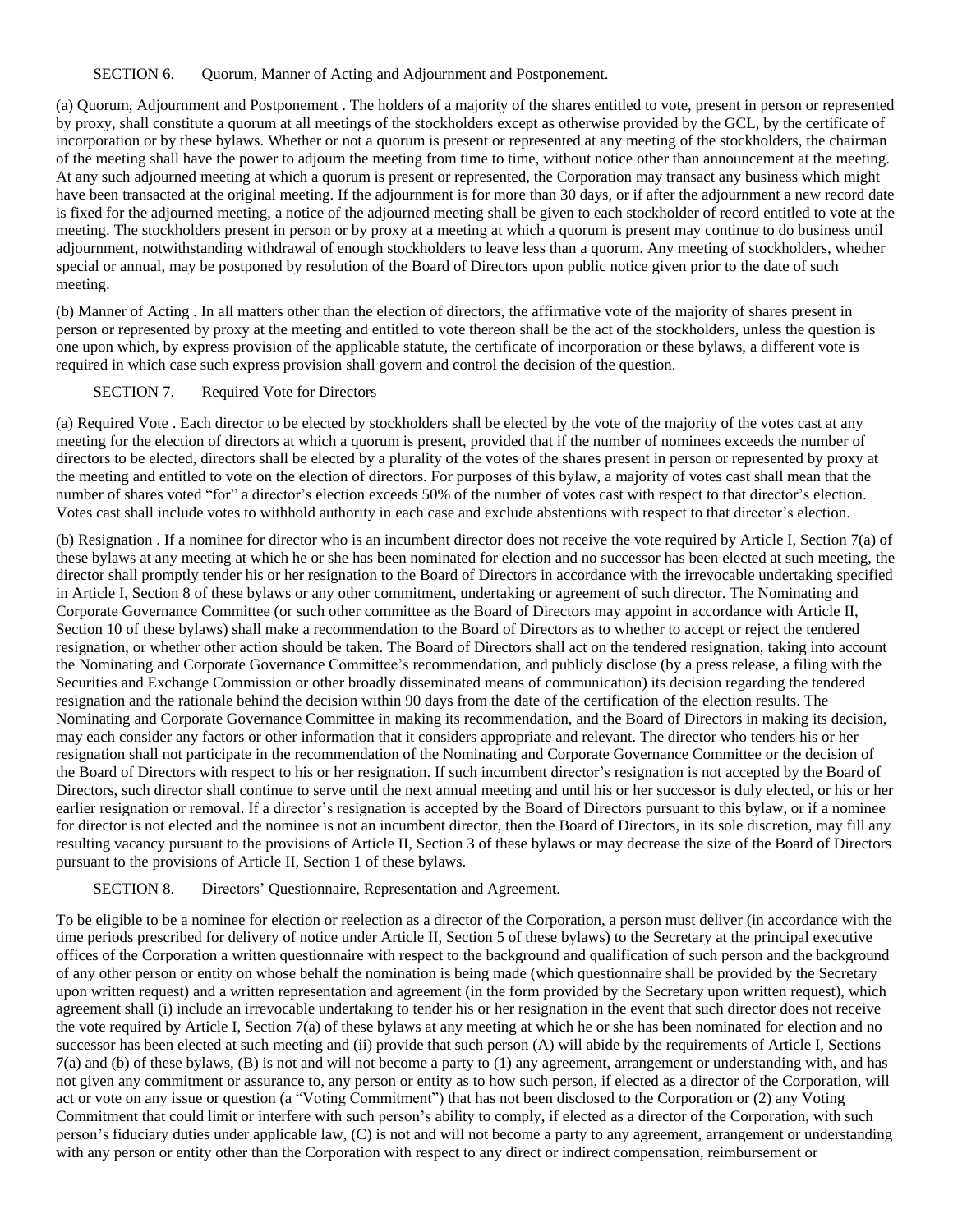SECTION 6. Quorum, Manner of Acting and Adjournment and Postponement.

(a) Quorum, Adjournment and Postponement . The holders of a majority of the shares entitled to vote, present in person or represented by proxy, shall constitute a quorum at all meetings of the stockholders except as otherwise provided by the GCL, by the certificate of incorporation or by these bylaws. Whether or not a quorum is present or represented at any meeting of the stockholders, the chairman of the meeting shall have the power to adjourn the meeting from time to time, without notice other than announcement at the meeting. At any such adjourned meeting at which a quorum is present or represented, the Corporation may transact any business which might have been transacted at the original meeting. If the adjournment is for more than 30 days, or if after the adjournment a new record date is fixed for the adjourned meeting, a notice of the adjourned meeting shall be given to each stockholder of record entitled to vote at the meeting. The stockholders present in person or by proxy at a meeting at which a quorum is present may continue to do business until adjournment, notwithstanding withdrawal of enough stockholders to leave less than a quorum. Any meeting of stockholders, whether special or annual, may be postponed by resolution of the Board of Directors upon public notice given prior to the date of such meeting.

(b) Manner of Acting . In all matters other than the election of directors, the affirmative vote of the majority of shares present in person or represented by proxy at the meeting and entitled to vote thereon shall be the act of the stockholders, unless the question is one upon which, by express provision of the applicable statute, the certificate of incorporation or these bylaws, a different vote is required in which case such express provision shall govern and control the decision of the question.

SECTION 7. Required Vote for Directors

(a) Required Vote . Each director to be elected by stockholders shall be elected by the vote of the majority of the votes cast at any meeting for the election of directors at which a quorum is present, provided that if the number of nominees exceeds the number of directors to be elected, directors shall be elected by a plurality of the votes of the shares present in person or represented by proxy at the meeting and entitled to vote on the election of directors. For purposes of this bylaw, a majority of votes cast shall mean that the number of shares voted "for" a director's election exceeds 50% of the number of votes cast with respect to that director's election. Votes cast shall include votes to withhold authority in each case and exclude abstentions with respect to that director's election.

(b) Resignation . If a nominee for director who is an incumbent director does not receive the vote required by Article I, Section 7(a) of these bylaws at any meeting at which he or she has been nominated for election and no successor has been elected at such meeting, the director shall promptly tender his or her resignation to the Board of Directors in accordance with the irrevocable undertaking specified in Article I, Section 8 of these bylaws or any other commitment, undertaking or agreement of such director. The Nominating and Corporate Governance Committee (or such other committee as the Board of Directors may appoint in accordance with Article II, Section 10 of these bylaws) shall make a recommendation to the Board of Directors as to whether to accept or reject the tendered resignation, or whether other action should be taken. The Board of Directors shall act on the tendered resignation, taking into account the Nominating and Corporate Governance Committee's recommendation, and publicly disclose (by a press release, a filing with the Securities and Exchange Commission or other broadly disseminated means of communication) its decision regarding the tendered resignation and the rationale behind the decision within 90 days from the date of the certification of the election results. The Nominating and Corporate Governance Committee in making its recommendation, and the Board of Directors in making its decision, may each consider any factors or other information that it considers appropriate and relevant. The director who tenders his or her resignation shall not participate in the recommendation of the Nominating and Corporate Governance Committee or the decision of the Board of Directors with respect to his or her resignation. If such incumbent director's resignation is not accepted by the Board of Directors, such director shall continue to serve until the next annual meeting and until his or her successor is duly elected, or his or her earlier resignation or removal. If a director's resignation is accepted by the Board of Directors pursuant to this bylaw, or if a nominee for director is not elected and the nominee is not an incumbent director, then the Board of Directors, in its sole discretion, may fill any resulting vacancy pursuant to the provisions of Article II, Section 3 of these bylaws or may decrease the size of the Board of Directors pursuant to the provisions of Article II, Section 1 of these bylaws.

SECTION 8. Directors' Questionnaire, Representation and Agreement.

To be eligible to be a nominee for election or reelection as a director of the Corporation, a person must deliver (in accordance with the time periods prescribed for delivery of notice under Article II, Section 5 of these bylaws) to the Secretary at the principal executive offices of the Corporation a written questionnaire with respect to the background and qualification of such person and the background of any other person or entity on whose behalf the nomination is being made (which questionnaire shall be provided by the Secretary upon written request) and a written representation and agreement (in the form provided by the Secretary upon written request), which agreement shall (i) include an irrevocable undertaking to tender his or her resignation in the event that such director does not receive the vote required by Article I, Section 7(a) of these bylaws at any meeting at which he or she has been nominated for election and no successor has been elected at such meeting and (ii) provide that such person (A) will abide by the requirements of Article I, Sections 7(a) and (b) of these bylaws, (B) is not and will not become a party to (1) any agreement, arrangement or understanding with, and has not given any commitment or assurance to, any person or entity as to how such person, if elected as a director of the Corporation, will act or vote on any issue or question (a "Voting Commitment") that has not been disclosed to the Corporation or (2) any Voting Commitment that could limit or interfere with such person's ability to comply, if elected as a director of the Corporation, with such person's fiduciary duties under applicable law, (C) is not and will not become a party to any agreement, arrangement or understanding with any person or entity other than the Corporation with respect to any direct or indirect compensation, reimbursement or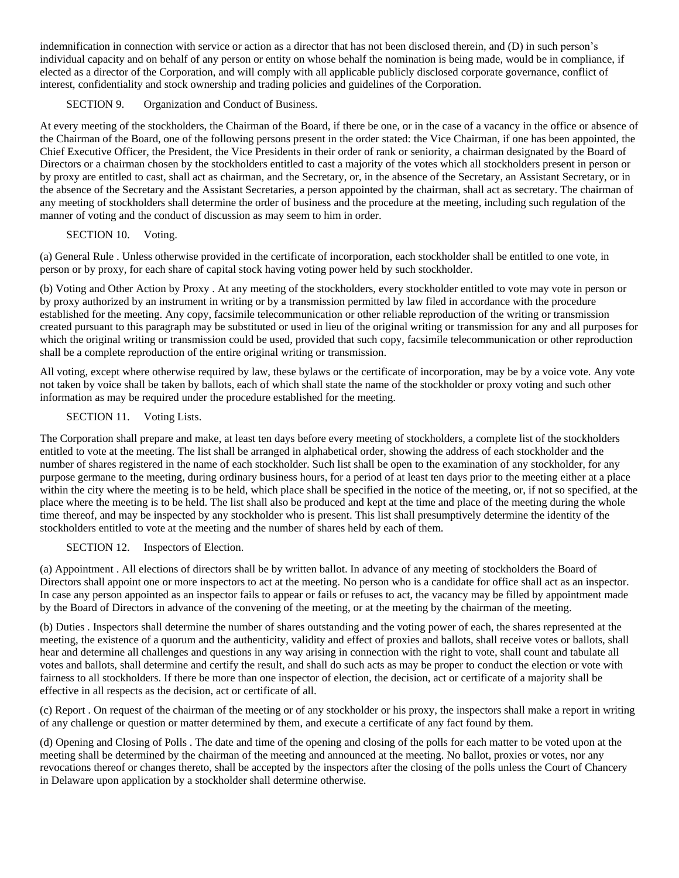indemnification in connection with service or action as a director that has not been disclosed therein, and (D) in such person's individual capacity and on behalf of any person or entity on whose behalf the nomination is being made, would be in compliance, if elected as a director of the Corporation, and will comply with all applicable publicly disclosed corporate governance, conflict of interest, confidentiality and stock ownership and trading policies and guidelines of the Corporation.

SECTION 9. Organization and Conduct of Business.

At every meeting of the stockholders, the Chairman of the Board, if there be one, or in the case of a vacancy in the office or absence of the Chairman of the Board, one of the following persons present in the order stated: the Vice Chairman, if one has been appointed, the Chief Executive Officer, the President, the Vice Presidents in their order of rank or seniority, a chairman designated by the Board of Directors or a chairman chosen by the stockholders entitled to cast a majority of the votes which all stockholders present in person or by proxy are entitled to cast, shall act as chairman, and the Secretary, or, in the absence of the Secretary, an Assistant Secretary, or in the absence of the Secretary and the Assistant Secretaries, a person appointed by the chairman, shall act as secretary. The chairman of any meeting of stockholders shall determine the order of business and the procedure at the meeting, including such regulation of the manner of voting and the conduct of discussion as may seem to him in order.

SECTION 10. Voting.

(a) General Rule . Unless otherwise provided in the certificate of incorporation, each stockholder shall be entitled to one vote, in person or by proxy, for each share of capital stock having voting power held by such stockholder.

(b) Voting and Other Action by Proxy . At any meeting of the stockholders, every stockholder entitled to vote may vote in person or by proxy authorized by an instrument in writing or by a transmission permitted by law filed in accordance with the procedure established for the meeting. Any copy, facsimile telecommunication or other reliable reproduction of the writing or transmission created pursuant to this paragraph may be substituted or used in lieu of the original writing or transmission for any and all purposes for which the original writing or transmission could be used, provided that such copy, facsimile telecommunication or other reproduction shall be a complete reproduction of the entire original writing or transmission.

All voting, except where otherwise required by law, these bylaws or the certificate of incorporation, may be by a voice vote. Any vote not taken by voice shall be taken by ballots, each of which shall state the name of the stockholder or proxy voting and such other information as may be required under the procedure established for the meeting.

SECTION 11. Voting Lists.

The Corporation shall prepare and make, at least ten days before every meeting of stockholders, a complete list of the stockholders entitled to vote at the meeting. The list shall be arranged in alphabetical order, showing the address of each stockholder and the number of shares registered in the name of each stockholder. Such list shall be open to the examination of any stockholder, for any purpose germane to the meeting, during ordinary business hours, for a period of at least ten days prior to the meeting either at a place within the city where the meeting is to be held, which place shall be specified in the notice of the meeting, or, if not so specified, at the place where the meeting is to be held. The list shall also be produced and kept at the time and place of the meeting during the whole time thereof, and may be inspected by any stockholder who is present. This list shall presumptively determine the identity of the stockholders entitled to vote at the meeting and the number of shares held by each of them.

SECTION 12. Inspectors of Election.

(a) Appointment . All elections of directors shall be by written ballot. In advance of any meeting of stockholders the Board of Directors shall appoint one or more inspectors to act at the meeting. No person who is a candidate for office shall act as an inspector. In case any person appointed as an inspector fails to appear or fails or refuses to act, the vacancy may be filled by appointment made by the Board of Directors in advance of the convening of the meeting, or at the meeting by the chairman of the meeting.

(b) Duties . Inspectors shall determine the number of shares outstanding and the voting power of each, the shares represented at the meeting, the existence of a quorum and the authenticity, validity and effect of proxies and ballots, shall receive votes or ballots, shall hear and determine all challenges and questions in any way arising in connection with the right to vote, shall count and tabulate all votes and ballots, shall determine and certify the result, and shall do such acts as may be proper to conduct the election or vote with fairness to all stockholders. If there be more than one inspector of election, the decision, act or certificate of a majority shall be effective in all respects as the decision, act or certificate of all.

(c) Report . On request of the chairman of the meeting or of any stockholder or his proxy, the inspectors shall make a report in writing of any challenge or question or matter determined by them, and execute a certificate of any fact found by them.

(d) Opening and Closing of Polls . The date and time of the opening and closing of the polls for each matter to be voted upon at the meeting shall be determined by the chairman of the meeting and announced at the meeting. No ballot, proxies or votes, nor any revocations thereof or changes thereto, shall be accepted by the inspectors after the closing of the polls unless the Court of Chancery in Delaware upon application by a stockholder shall determine otherwise.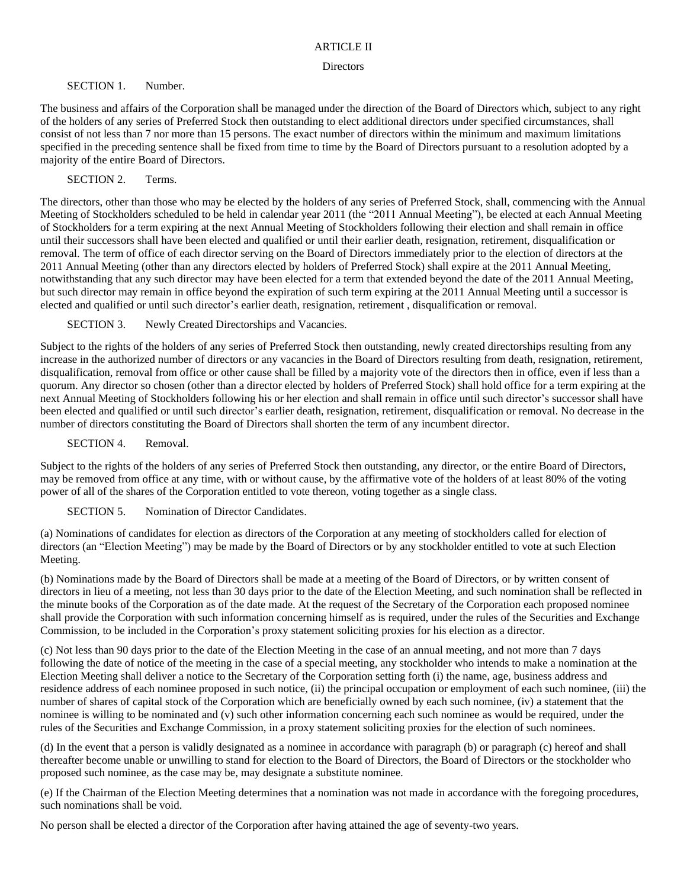# ARTICLE II

## Directors

SECTION 1. Number.

The business and affairs of the Corporation shall be managed under the direction of the Board of Directors which, subject to any right of the holders of any series of Preferred Stock then outstanding to elect additional directors under specified circumstances, shall consist of not less than 7 nor more than 15 persons. The exact number of directors within the minimum and maximum limitations specified in the preceding sentence shall be fixed from time to time by the Board of Directors pursuant to a resolution adopted by a majority of the entire Board of Directors.

SECTION 2. Terms.

The directors, other than those who may be elected by the holders of any series of Preferred Stock, shall, commencing with the Annual Meeting of Stockholders scheduled to be held in calendar year 2011 (the "2011 Annual Meeting"), be elected at each Annual Meeting of Stockholders for a term expiring at the next Annual Meeting of Stockholders following their election and shall remain in office until their successors shall have been elected and qualified or until their earlier death, resignation, retirement, disqualification or removal. The term of office of each director serving on the Board of Directors immediately prior to the election of directors at the 2011 Annual Meeting (other than any directors elected by holders of Preferred Stock) shall expire at the 2011 Annual Meeting, notwithstanding that any such director may have been elected for a term that extended beyond the date of the 2011 Annual Meeting, but such director may remain in office beyond the expiration of such term expiring at the 2011 Annual Meeting until a successor is elected and qualified or until such director's earlier death, resignation, retirement , disqualification or removal.

SECTION 3. Newly Created Directorships and Vacancies.

Subject to the rights of the holders of any series of Preferred Stock then outstanding, newly created directorships resulting from any increase in the authorized number of directors or any vacancies in the Board of Directors resulting from death, resignation, retirement, disqualification, removal from office or other cause shall be filled by a majority vote of the directors then in office, even if less than a quorum. Any director so chosen (other than a director elected by holders of Preferred Stock) shall hold office for a term expiring at the next Annual Meeting of Stockholders following his or her election and shall remain in office until such director's successor shall have been elected and qualified or until such director's earlier death, resignation, retirement, disqualification or removal. No decrease in the number of directors constituting the Board of Directors shall shorten the term of any incumbent director.

SECTION 4. Removal.

Subject to the rights of the holders of any series of Preferred Stock then outstanding, any director, or the entire Board of Directors, may be removed from office at any time, with or without cause, by the affirmative vote of the holders of at least 80% of the voting power of all of the shares of the Corporation entitled to vote thereon, voting together as a single class.

SECTION 5. Nomination of Director Candidates.

(a) Nominations of candidates for election as directors of the Corporation at any meeting of stockholders called for election of directors (an "Election Meeting") may be made by the Board of Directors or by any stockholder entitled to vote at such Election Meeting.

(b) Nominations made by the Board of Directors shall be made at a meeting of the Board of Directors, or by written consent of directors in lieu of a meeting, not less than 30 days prior to the date of the Election Meeting, and such nomination shall be reflected in the minute books of the Corporation as of the date made. At the request of the Secretary of the Corporation each proposed nominee shall provide the Corporation with such information concerning himself as is required, under the rules of the Securities and Exchange Commission, to be included in the Corporation's proxy statement soliciting proxies for his election as a director.

(c) Not less than 90 days prior to the date of the Election Meeting in the case of an annual meeting, and not more than 7 days following the date of notice of the meeting in the case of a special meeting, any stockholder who intends to make a nomination at the Election Meeting shall deliver a notice to the Secretary of the Corporation setting forth (i) the name, age, business address and residence address of each nominee proposed in such notice, (ii) the principal occupation or employment of each such nominee, (iii) the number of shares of capital stock of the Corporation which are beneficially owned by each such nominee, (iv) a statement that the nominee is willing to be nominated and (v) such other information concerning each such nominee as would be required, under the rules of the Securities and Exchange Commission, in a proxy statement soliciting proxies for the election of such nominees.

(d) In the event that a person is validly designated as a nominee in accordance with paragraph (b) or paragraph (c) hereof and shall thereafter become unable or unwilling to stand for election to the Board of Directors, the Board of Directors or the stockholder who proposed such nominee, as the case may be, may designate a substitute nominee.

(e) If the Chairman of the Election Meeting determines that a nomination was not made in accordance with the foregoing procedures, such nominations shall be void.

No person shall be elected a director of the Corporation after having attained the age of seventy-two years.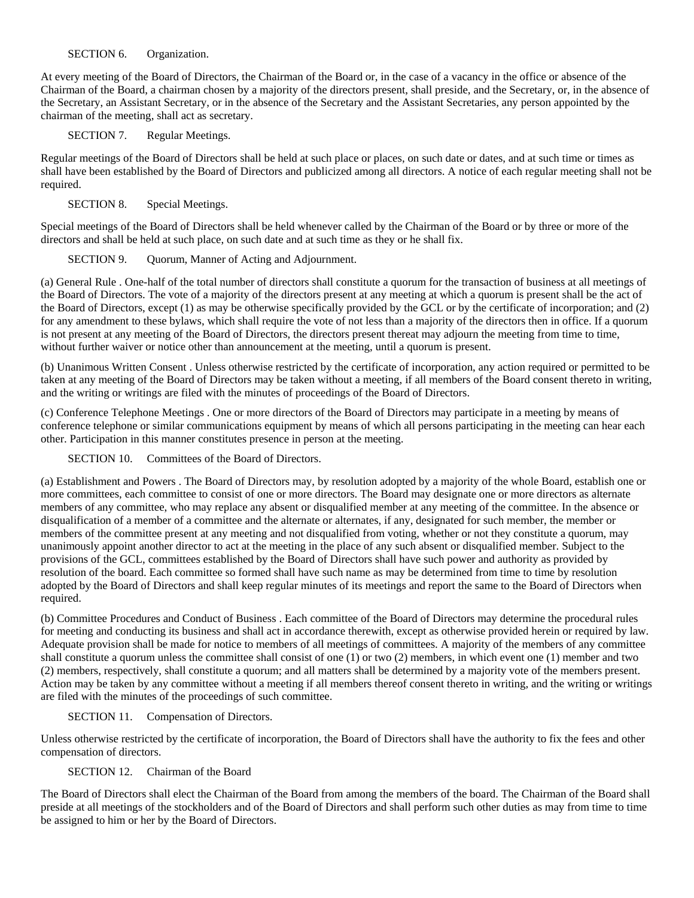SECTION 6. Organization.

At every meeting of the Board of Directors, the Chairman of the Board or, in the case of a vacancy in the office or absence of the Chairman of the Board, a chairman chosen by a majority of the directors present, shall preside, and the Secretary, or, in the absence of the Secretary, an Assistant Secretary, or in the absence of the Secretary and the Assistant Secretaries, any person appointed by the chairman of the meeting, shall act as secretary.

SECTION 7. Regular Meetings.

Regular meetings of the Board of Directors shall be held at such place or places, on such date or dates, and at such time or times as shall have been established by the Board of Directors and publicized among all directors. A notice of each regular meeting shall not be required.

SECTION 8. Special Meetings.

Special meetings of the Board of Directors shall be held whenever called by the Chairman of the Board or by three or more of the directors and shall be held at such place, on such date and at such time as they or he shall fix.

SECTION 9. Quorum, Manner of Acting and Adjournment.

(a) General Rule . One-half of the total number of directors shall constitute a quorum for the transaction of business at all meetings of the Board of Directors. The vote of a majority of the directors present at any meeting at which a quorum is present shall be the act of the Board of Directors, except (1) as may be otherwise specifically provided by the GCL or by the certificate of incorporation; and (2) for any amendment to these bylaws, which shall require the vote of not less than a majority of the directors then in office. If a quorum is not present at any meeting of the Board of Directors, the directors present thereat may adjourn the meeting from time to time, without further waiver or notice other than announcement at the meeting, until a quorum is present.

(b) Unanimous Written Consent . Unless otherwise restricted by the certificate of incorporation, any action required or permitted to be taken at any meeting of the Board of Directors may be taken without a meeting, if all members of the Board consent thereto in writing, and the writing or writings are filed with the minutes of proceedings of the Board of Directors.

(c) Conference Telephone Meetings . One or more directors of the Board of Directors may participate in a meeting by means of conference telephone or similar communications equipment by means of which all persons participating in the meeting can hear each other. Participation in this manner constitutes presence in person at the meeting.

SECTION 10. Committees of the Board of Directors.

(a) Establishment and Powers . The Board of Directors may, by resolution adopted by a majority of the whole Board, establish one or more committees, each committee to consist of one or more directors. The Board may designate one or more directors as alternate members of any committee, who may replace any absent or disqualified member at any meeting of the committee. In the absence or disqualification of a member of a committee and the alternate or alternates, if any, designated for such member, the member or members of the committee present at any meeting and not disqualified from voting, whether or not they constitute a quorum, may unanimously appoint another director to act at the meeting in the place of any such absent or disqualified member. Subject to the provisions of the GCL, committees established by the Board of Directors shall have such power and authority as provided by resolution of the board. Each committee so formed shall have such name as may be determined from time to time by resolution adopted by the Board of Directors and shall keep regular minutes of its meetings and report the same to the Board of Directors when required.

(b) Committee Procedures and Conduct of Business . Each committee of the Board of Directors may determine the procedural rules for meeting and conducting its business and shall act in accordance therewith, except as otherwise provided herein or required by law. Adequate provision shall be made for notice to members of all meetings of committees. A majority of the members of any committee shall constitute a quorum unless the committee shall consist of one (1) or two (2) members, in which event one (1) member and two (2) members, respectively, shall constitute a quorum; and all matters shall be determined by a majority vote of the members present. Action may be taken by any committee without a meeting if all members thereof consent thereto in writing, and the writing or writings are filed with the minutes of the proceedings of such committee.

SECTION 11. Compensation of Directors.

Unless otherwise restricted by the certificate of incorporation, the Board of Directors shall have the authority to fix the fees and other compensation of directors.

SECTION 12. Chairman of the Board

The Board of Directors shall elect the Chairman of the Board from among the members of the board. The Chairman of the Board shall preside at all meetings of the stockholders and of the Board of Directors and shall perform such other duties as may from time to time be assigned to him or her by the Board of Directors.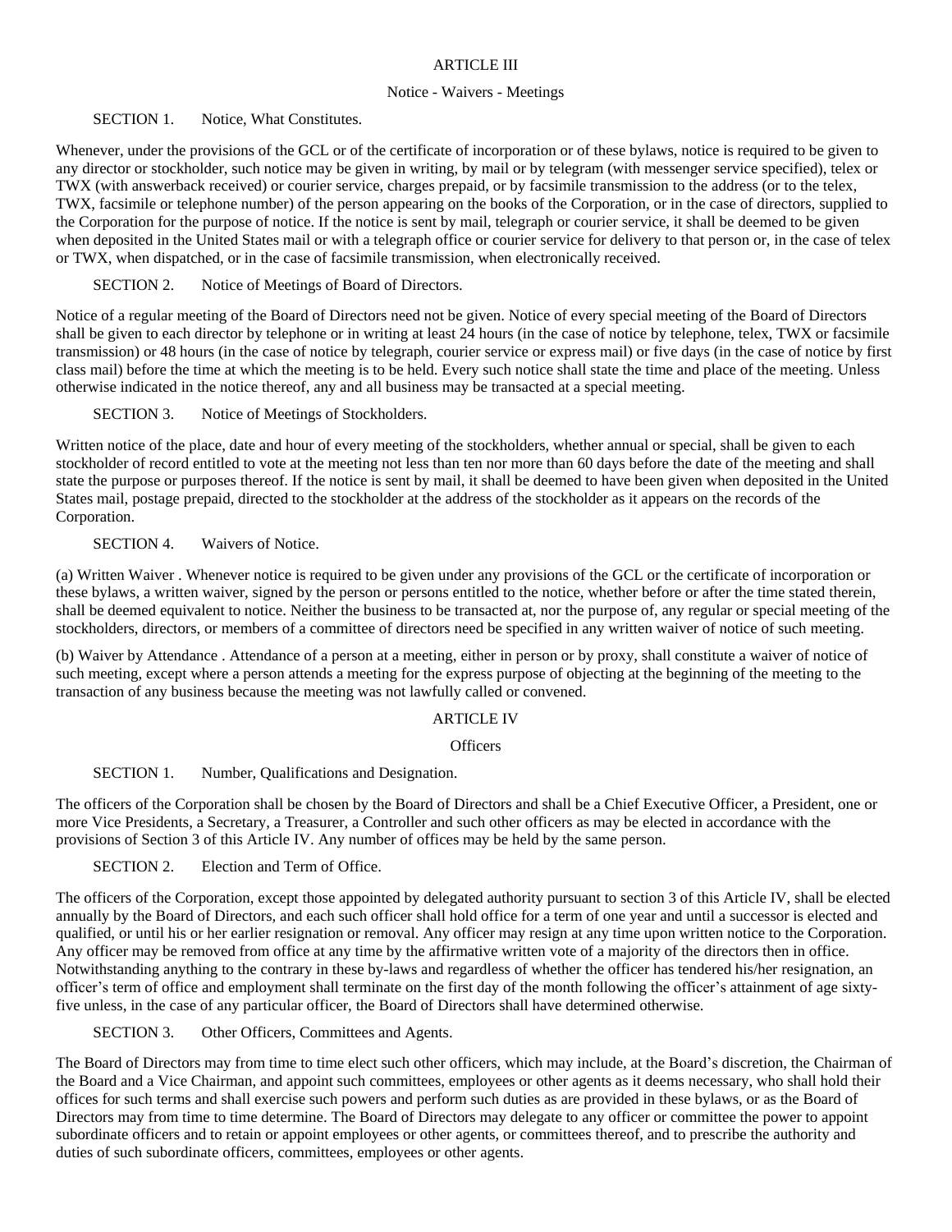## ARTICLE III

### Notice - Waivers - Meetings

SECTION 1. Notice, What Constitutes.

Whenever, under the provisions of the GCL or of the certificate of incorporation or of these bylaws, notice is required to be given to any director or stockholder, such notice may be given in writing, by mail or by telegram (with messenger service specified), telex or TWX (with answerback received) or courier service, charges prepaid, or by facsimile transmission to the address (or to the telex, TWX, facsimile or telephone number) of the person appearing on the books of the Corporation, or in the case of directors, supplied to the Corporation for the purpose of notice. If the notice is sent by mail, telegraph or courier service, it shall be deemed to be given when deposited in the United States mail or with a telegraph office or courier service for delivery to that person or, in the case of telex or TWX, when dispatched, or in the case of facsimile transmission, when electronically received.

SECTION 2. Notice of Meetings of Board of Directors.

Notice of a regular meeting of the Board of Directors need not be given. Notice of every special meeting of the Board of Directors shall be given to each director by telephone or in writing at least 24 hours (in the case of notice by telephone, telex, TWX or facsimile transmission) or 48 hours (in the case of notice by telegraph, courier service or express mail) or five days (in the case of notice by first class mail) before the time at which the meeting is to be held. Every such notice shall state the time and place of the meeting. Unless otherwise indicated in the notice thereof, any and all business may be transacted at a special meeting.

SECTION 3. Notice of Meetings of Stockholders.

Written notice of the place, date and hour of every meeting of the stockholders, whether annual or special, shall be given to each stockholder of record entitled to vote at the meeting not less than ten nor more than 60 days before the date of the meeting and shall state the purpose or purposes thereof. If the notice is sent by mail, it shall be deemed to have been given when deposited in the United States mail, postage prepaid, directed to the stockholder at the address of the stockholder as it appears on the records of the Corporation.

SECTION 4. Waivers of Notice.

(a) Written Waiver . Whenever notice is required to be given under any provisions of the GCL or the certificate of incorporation or these bylaws, a written waiver, signed by the person or persons entitled to the notice, whether before or after the time stated therein, shall be deemed equivalent to notice. Neither the business to be transacted at, nor the purpose of, any regular or special meeting of the stockholders, directors, or members of a committee of directors need be specified in any written waiver of notice of such meeting.

(b) Waiver by Attendance . Attendance of a person at a meeting, either in person or by proxy, shall constitute a waiver of notice of such meeting, except where a person attends a meeting for the express purpose of objecting at the beginning of the meeting to the transaction of any business because the meeting was not lawfully called or convened.

## ARTICLE IV

### Officers

SECTION 1. Number, Qualifications and Designation.

The officers of the Corporation shall be chosen by the Board of Directors and shall be a Chief Executive Officer, a President, one or more Vice Presidents, a Secretary, a Treasurer, a Controller and such other officers as may be elected in accordance with the provisions of Section 3 of this Article IV. Any number of offices may be held by the same person.

SECTION 2. Election and Term of Office.

The officers of the Corporation, except those appointed by delegated authority pursuant to section 3 of this Article IV, shall be elected annually by the Board of Directors, and each such officer shall hold office for a term of one year and until a successor is elected and qualified, or until his or her earlier resignation or removal. Any officer may resign at any time upon written notice to the Corporation. Any officer may be removed from office at any time by the affirmative written vote of a majority of the directors then in office. Notwithstanding anything to the contrary in these by-laws and regardless of whether the officer has tendered his/her resignation, an officer's term of office and employment shall terminate on the first day of the month following the officer's attainment of age sixty-five unless, in the case of any particular officer, the Board of Directors shall have determined otherwise.

SECTION 3. Other Officers, Committees and Agents.

The Board of Directors may from time to time elect such other officers, which may include, at the Board's discretion, the Chairman of the Board and a Vice Chairman, and appoint such committees, employees or other agents as it deems necessary, who shall hold their offices for such terms and shall exercise such powers and perform such duties as are provided in these bylaws, or as the Board of Directors may from time to time determine. The Board of Directors may delegate to any officer or committee the power to appoint subordinate officers and to retain or appoint employees or other agents, or committees thereof, and to prescribe the authority and duties of such subordinate officers, committees, employees or other agents.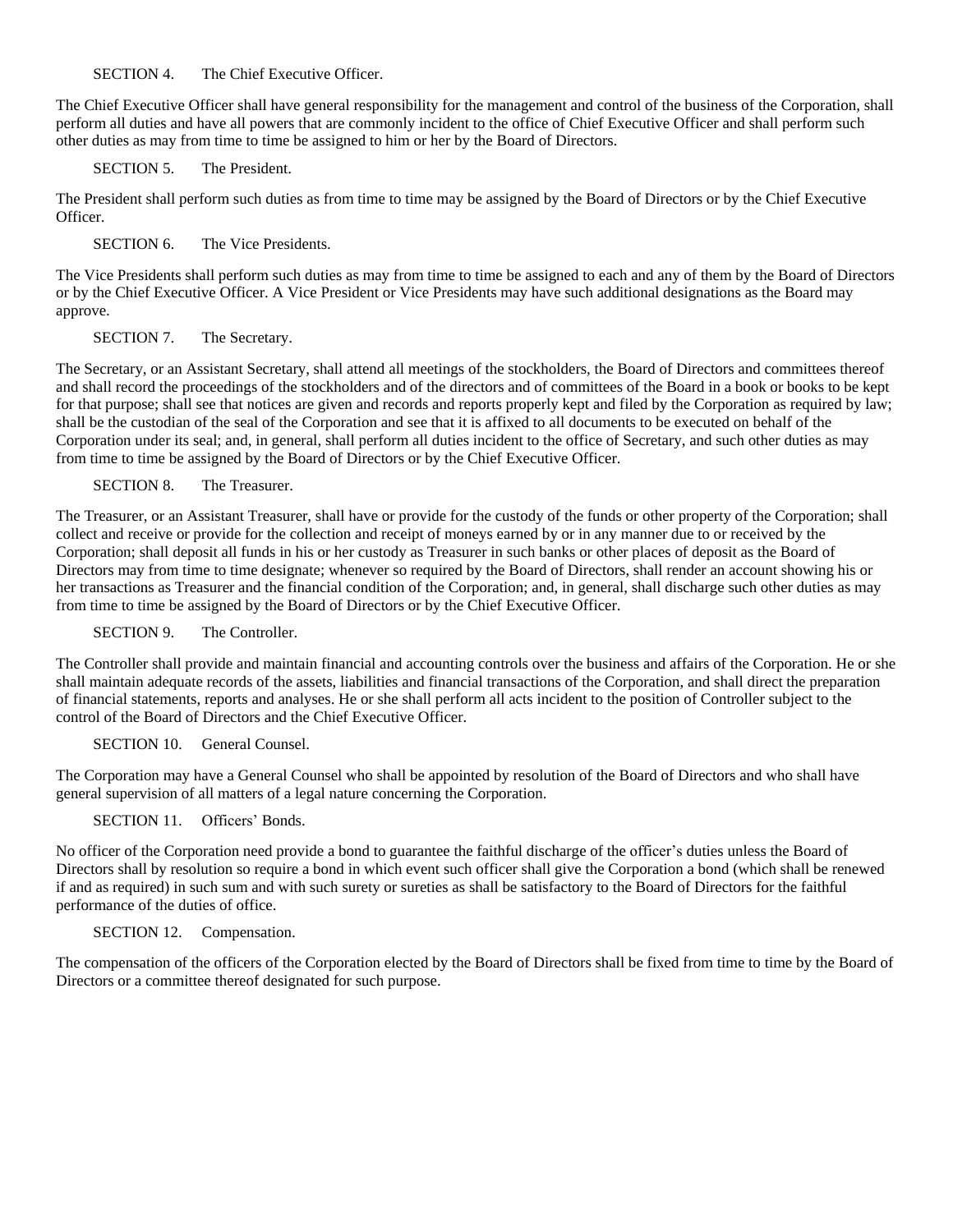SECTION 4. The Chief Executive Officer.

The Chief Executive Officer shall have general responsibility for the management and control of the business of the Corporation, shall perform all duties and have all powers that are commonly incident to the office of Chief Executive Officer and shall perform such other duties as may from time to time be assigned to him or her by the Board of Directors.

SECTION 5. The President.

The President shall perform such duties as from time to time may be assigned by the Board of Directors or by the Chief Executive Officer.

SECTION 6. The Vice Presidents.

The Vice Presidents shall perform such duties as may from time to time be assigned to each and any of them by the Board of Directors or by the Chief Executive Officer. A Vice President or Vice Presidents may have such additional designations as the Board may approve.

SECTION 7. The Secretary.

The Secretary, or an Assistant Secretary, shall attend all meetings of the stockholders, the Board of Directors and committees thereof and shall record the proceedings of the stockholders and of the directors and of committees of the Board in a book or books to be kept for that purpose; shall see that notices are given and records and reports properly kept and filed by the Corporation as required by law; shall be the custodian of the seal of the Corporation and see that it is affixed to all documents to be executed on behalf of the Corporation under its seal; and, in general, shall perform all duties incident to the office of Secretary, and such other duties as may from time to time be assigned by the Board of Directors or by the Chief Executive Officer.

SECTION 8. The Treasurer.

The Treasurer, or an Assistant Treasurer, shall have or provide for the custody of the funds or other property of the Corporation; shall collect and receive or provide for the collection and receipt of moneys earned by or in any manner due to or received by the Corporation; shall deposit all funds in his or her custody as Treasurer in such banks or other places of deposit as the Board of Directors may from time to time designate; whenever so required by the Board of Directors, shall render an account showing his or her transactions as Treasurer and the financial condition of the Corporation; and, in general, shall discharge such other duties as may from time to time be assigned by the Board of Directors or by the Chief Executive Officer.

SECTION 9. The Controller.

The Controller shall provide and maintain financial and accounting controls over the business and affairs of the Corporation. He or she shall maintain adequate records of the assets, liabilities and financial transactions of the Corporation, and shall direct the preparation of financial statements, reports and analyses. He or she shall perform all acts incident to the position of Controller subject to the control of the Board of Directors and the Chief Executive Officer.

SECTION 10. General Counsel.

The Corporation may have a General Counsel who shall be appointed by resolution of the Board of Directors and who shall have general supervision of all matters of a legal nature concerning the Corporation.

SECTION 11. Officers' Bonds.

No officer of the Corporation need provide a bond to guarantee the faithful discharge of the officer's duties unless the Board of Directors shall by resolution so require a bond in which event such officer shall give the Corporation a bond (which shall be renewed if and as required) in such sum and with such surety or sureties as shall be satisfactory to the Board of Directors for the faithful performance of the duties of office.

SECTION 12. Compensation.

The compensation of the officers of the Corporation elected by the Board of Directors shall be fixed from time to time by the Board of Directors or a committee thereof designated for such purpose.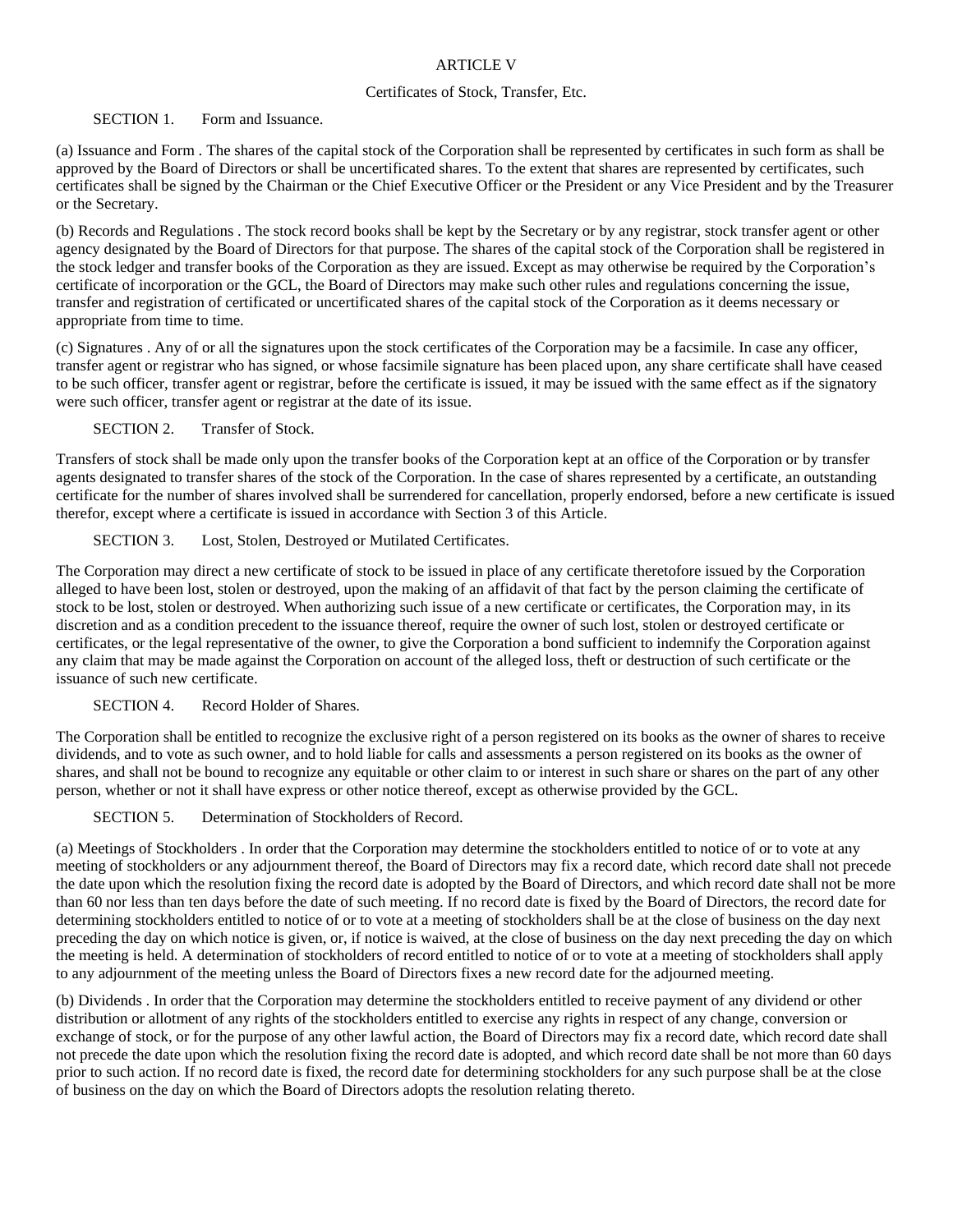# ARTICLE V

## Certificates of Stock, Transfer, Etc.

### SECTION 1. Form and Issuance.

(a) Issuance and Form . The shares of the capital stock of the Corporation shall be represented by certificates in such form as shall be approved by the Board of Directors or shall be uncertificated shares. To the extent that shares are represented by certificates, such certificates shall be signed by the Chairman or the Chief Executive Officer or the President or any Vice President and by the Treasurer or the Secretary.

(b) Records and Regulations . The stock record books shall be kept by the Secretary or by any registrar, stock transfer agent or other agency designated by the Board of Directors for that purpose. The shares of the capital stock of the Corporation shall be registered in the stock ledger and transfer books of the Corporation as they are issued. Except as may otherwise be required by the Corporation's certificate of incorporation or the GCL, the Board of Directors may make such other rules and regulations concerning the issue, transfer and registration of certificated or uncertificated shares of the capital stock of the Corporation as it deems necessary or appropriate from time to time.

(c) Signatures . Any of or all the signatures upon the stock certificates of the Corporation may be a facsimile. In case any officer, transfer agent or registrar who has signed, or whose facsimile signature has been placed upon, any share certificate shall have ceased to be such officer, transfer agent or registrar, before the certificate is issued, it may be issued with the same effect as if the signatory were such officer, transfer agent or registrar at the date of its issue.

### SECTION 2. Transfer of Stock.

Transfers of stock shall be made only upon the transfer books of the Corporation kept at an office of the Corporation or by transfer agents designated to transfer shares of the stock of the Corporation. In the case of shares represented by a certificate, an outstanding certificate for the number of shares involved shall be surrendered for cancellation, properly endorsed, before a new certificate is issued therefor, except where a certificate is issued in accordance with Section 3 of this Article.

### SECTION 3. Lost, Stolen, Destroyed or Mutilated Certificates.

The Corporation may direct a new certificate of stock to be issued in place of any certificate theretofore issued by the Corporation alleged to have been lost, stolen or destroyed, upon the making of an affidavit of that fact by the person claiming the certificate of stock to be lost, stolen or destroyed. When authorizing such issue of a new certificate or certificates, the Corporation may, in its discretion and as a condition precedent to the issuance thereof, require the owner of such lost, stolen or destroyed certificate or certificates, or the legal representative of the owner, to give the Corporation a bond sufficient to indemnify the Corporation against any claim that may be made against the Corporation on account of the alleged loss, theft or destruction of such certificate or the issuance of such new certificate.

### SECTION 4. Record Holder of Shares.

The Corporation shall be entitled to recognize the exclusive right of a person registered on its books as the owner of shares to receive dividends, and to vote as such owner, and to hold liable for calls and assessments a person registered on its books as the owner of shares, and shall not be bound to recognize any equitable or other claim to or interest in such share or shares on the part of any other person, whether or not it shall have express or other notice thereof, except as otherwise provided by the GCL.

### SECTION 5. Determination of Stockholders of Record.

(a) Meetings of Stockholders . In order that the Corporation may determine the stockholders entitled to notice of or to vote at any meeting of stockholders or any adjournment thereof, the Board of Directors may fix a record date, which record date shall not precede the date upon which the resolution fixing the record date is adopted by the Board of Directors, and which record date shall not be more than 60 nor less than ten days before the date of such meeting. If no record date is fixed by the Board of Directors, the record date for determining stockholders entitled to notice of or to vote at a meeting of stockholders shall be at the close of business on the day next preceding the day on which notice is given, or, if notice is waived, at the close of business on the day next preceding the day on which the meeting is held. A determination of stockholders of record entitled to notice of or to vote at a meeting of stockholders shall apply to any adjournment of the meeting unless the Board of Directors fixes a new record date for the adjourned meeting.

(b) Dividends . In order that the Corporation may determine the stockholders entitled to receive payment of any dividend or other distribution or allotment of any rights of the stockholders entitled to exercise any rights in respect of any change, conversion or exchange of stock, or for the purpose of any other lawful action, the Board of Directors may fix a record date, which record date shall not precede the date upon which the resolution fixing the record date is adopted, and which record date shall be not more than 60 days prior to such action. If no record date is fixed, the record date for determining stockholders for any such purpose shall be at the close of business on the day on which the Board of Directors adopts the resolution relating thereto.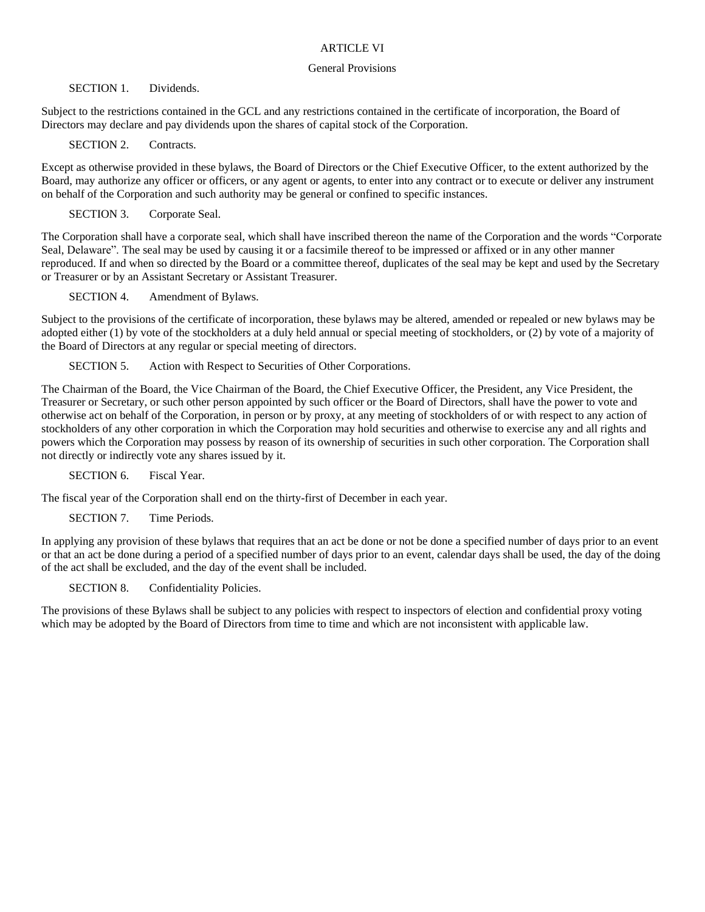# ARTICLE VI

## General Provisions

### SECTION 1. Dividends.

Subject to the restrictions contained in the GCL and any restrictions contained in the certificate of incorporation, the Board of Directors may declare and pay dividends upon the shares of capital stock of the Corporation.

### SECTION 2. Contracts.

Except as otherwise provided in these bylaws, the Board of Directors or the Chief Executive Officer, to the extent authorized by the Board, may authorize any officer or officers, or any agent or agents, to enter into any contract or to execute or deliver any instrument on behalf of the Corporation and such authority may be general or confined to specific instances.

### SECTION 3. Corporate Seal.

The Corporation shall have a corporate seal, which shall have inscribed thereon the name of the Corporation and the words "Corporate Seal, Delaware". The seal may be used by causing it or a facsimile thereof to be impressed or affixed or in any other manner reproduced. If and when so directed by the Board or a committee thereof, duplicates of the seal may be kept and used by the Secretary or Treasurer or by an Assistant Secretary or Assistant Treasurer.

### SECTION 4. Amendment of Bylaws.

Subject to the provisions of the certificate of incorporation, these bylaws may be altered, amended or repealed or new bylaws may be adopted either (1) by vote of the stockholders at a duly held annual or special meeting of stockholders, or (2) by vote of a majority of the Board of Directors at any regular or special meeting of directors.

### SECTION 5. Action with Respect to Securities of Other Corporations.

The Chairman of the Board, the Vice Chairman of the Board, the Chief Executive Officer, the President, any Vice President, the Treasurer or Secretary, or such other person appointed by such officer or the Board of Directors, shall have the power to vote and otherwise act on behalf of the Corporation, in person or by proxy, at any meeting of stockholders of or with respect to any action of stockholders of any other corporation in which the Corporation may hold securities and otherwise to exercise any and all rights and powers which the Corporation may possess by reason of its ownership of securities in such other corporation. The Corporation shall not directly or indirectly vote any shares issued by it.

### SECTION 6. Fiscal Year.

The fiscal year of the Corporation shall end on the thirty-first of December in each year.

### SECTION 7. Time Periods.

In applying any provision of these bylaws that requires that an act be done or not be done a specified number of days prior to an event or that an act be done during a period of a specified number of days prior to an event, calendar days shall be used, the day of the doing of the act shall be excluded, and the day of the event shall be included.

### SECTION 8. Confidentiality Policies.

The provisions of these Bylaws shall be subject to any policies with respect to inspectors of election and confidential proxy voting which may be adopted by the Board of Directors from time to time and which are not inconsistent with applicable law.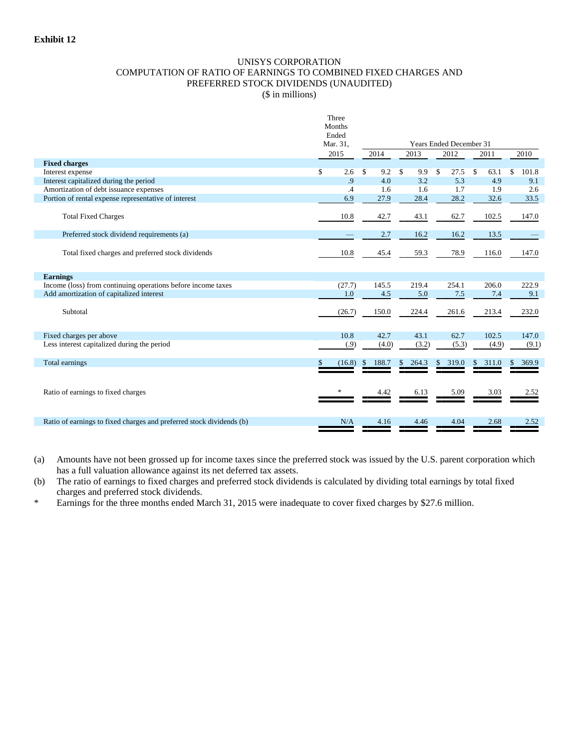**Exhibit 12**

UNISYS CORPORATION
COMPUTATION OF RATIO OF EARNINGS TO COMBINED FIXED CHARGES AND
PREFERRED STOCK DIVIDENDS (UNAUDITED)
($ in millions)

| | Three Months Ended Mar. 31, | Years Ended December 31 | | | | |
|---|---|---|---|---|---|---|
| | 2015 | 2014 | 2013 | 2012 | 2011 | 2010 |
| **Fixed charges** | | | | | | |
| Interest expense | $ 2.6 | $ 9.2 | $ 9.9 | $ 27.5 | $ 63.1 | $ 101.8 |
| Interest capitalized during the period | .9 | 4.0 | 3.2 | 5.3 | 4.9 | 9.1 |
| Amortization of debt issuance expenses | .4 | 1.6 | 1.6 | 1.7 | 1.9 | 2.6 |
| Portion of rental expense representative of interest | 6.9 | 27.9 | 28.4 | 28.2 | 32.6 | 33.5 |
| Total Fixed Charges | 10.8 | 42.7 | 43.1 | 62.7 | 102.5 | 147.0 |
| Preferred stock dividend requirements (a) | — | 2.7 | 16.2 | 16.2 | 13.5 | — |
| Total fixed charges and preferred stock dividends | 10.8 | 45.4 | 59.3 | 78.9 | 116.0 | 147.0 |
| **Earnings** | | | | | | |
| Income (loss) from continuing operations before income taxes | (27.7) | 145.5 | 219.4 | 254.1 | 206.0 | 222.9 |
| Add amortization of capitalized interest | 1.0 | 4.5 | 5.0 | 7.5 | 7.4 | 9.1 |
| Subtotal | (26.7) | 150.0 | 224.4 | 261.6 | 213.4 | 232.0 |
| Fixed charges per above | 10.8 | 42.7 | 43.1 | 62.7 | 102.5 | 147.0 |
| Less interest capitalized during the period | (.9) | (4.0) | (3.2) | (5.3) | (4.9) | (9.1) |
| Total earnings | $ (16.8) | $ 188.7 | $ 264.3 | $ 319.0 | $ 311.0 | $ 369.9 |
| Ratio of earnings to fixed charges | * | 4.42 | 6.13 | 5.09 | 3.03 | 2.52 |
| Ratio of earnings to fixed charges and preferred stock dividends (b) | N/A | 4.16 | 4.46 | 4.04 | 2.68 | 2.52 |

(a) Amounts have not been grossed up for income taxes since the preferred stock was issued by the U.S. parent corporation which has a full valuation allowance against its net deferred tax assets.

(b) The ratio of earnings to fixed charges and preferred stock dividends is calculated by dividing total earnings by total fixed charges and preferred stock dividends.

\* Earnings for the three months ended March 31, 2015 were inadequate to cover fixed charges by $27.6 million.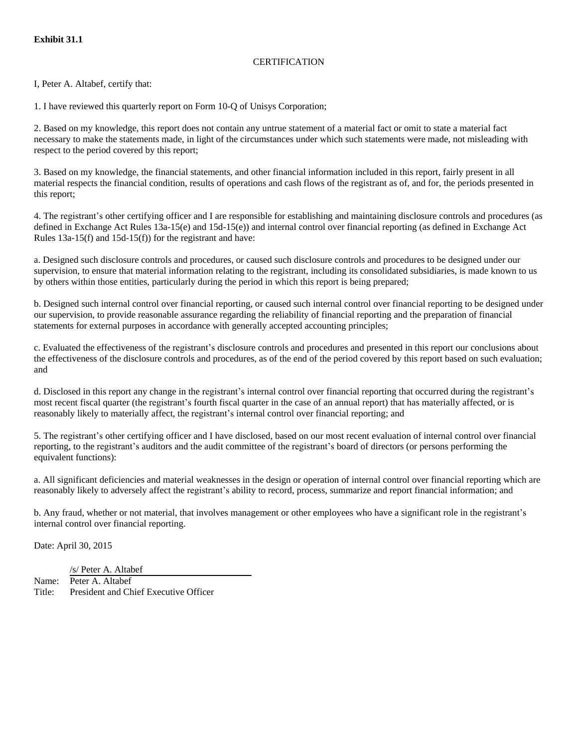**Exhibit 31.1**

CERTIFICATION

I, Peter A. Altabef, certify that:

1. I have reviewed this quarterly report on Form 10-Q of Unisys Corporation;

2. Based on my knowledge, this report does not contain any untrue statement of a material fact or omit to state a material fact necessary to make the statements made, in light of the circumstances under which such statements were made, not misleading with respect to the period covered by this report;

3. Based on my knowledge, the financial statements, and other financial information included in this report, fairly present in all material respects the financial condition, results of operations and cash flows of the registrant as of, and for, the periods presented in this report;

4. The registrant's other certifying officer and I are responsible for establishing and maintaining disclosure controls and procedures (as defined in Exchange Act Rules 13a-15(e) and 15d-15(e)) and internal control over financial reporting (as defined in Exchange Act Rules 13a-15(f) and 15d-15(f)) for the registrant and have:

a. Designed such disclosure controls and procedures, or caused such disclosure controls and procedures to be designed under our supervision, to ensure that material information relating to the registrant, including its consolidated subsidiaries, is made known to us by others within those entities, particularly during the period in which this report is being prepared;

b. Designed such internal control over financial reporting, or caused such internal control over financial reporting to be designed under our supervision, to provide reasonable assurance regarding the reliability of financial reporting and the preparation of financial statements for external purposes in accordance with generally accepted accounting principles;

c. Evaluated the effectiveness of the registrant's disclosure controls and procedures and presented in this report our conclusions about the effectiveness of the disclosure controls and procedures, as of the end of the period covered by this report based on such evaluation; and

d. Disclosed in this report any change in the registrant's internal control over financial reporting that occurred during the registrant's most recent fiscal quarter (the registrant's fourth fiscal quarter in the case of an annual report) that has materially affected, or is reasonably likely to materially affect, the registrant's internal control over financial reporting; and

5. The registrant's other certifying officer and I have disclosed, based on our most recent evaluation of internal control over financial reporting, to the registrant's auditors and the audit committee of the registrant's board of directors (or persons performing the equivalent functions):

a. All significant deficiencies and material weaknesses in the design or operation of internal control over financial reporting which are reasonably likely to adversely affect the registrant's ability to record, process, summarize and report financial information; and

b. Any fraud, whether or not material, that involves management or other employees who have a significant role in the registrant's internal control over financial reporting.

Date: April 30, 2015

/s/ Peter A. Altabef

Name: Peter A. Altabef

Title: President and Chief Executive Officer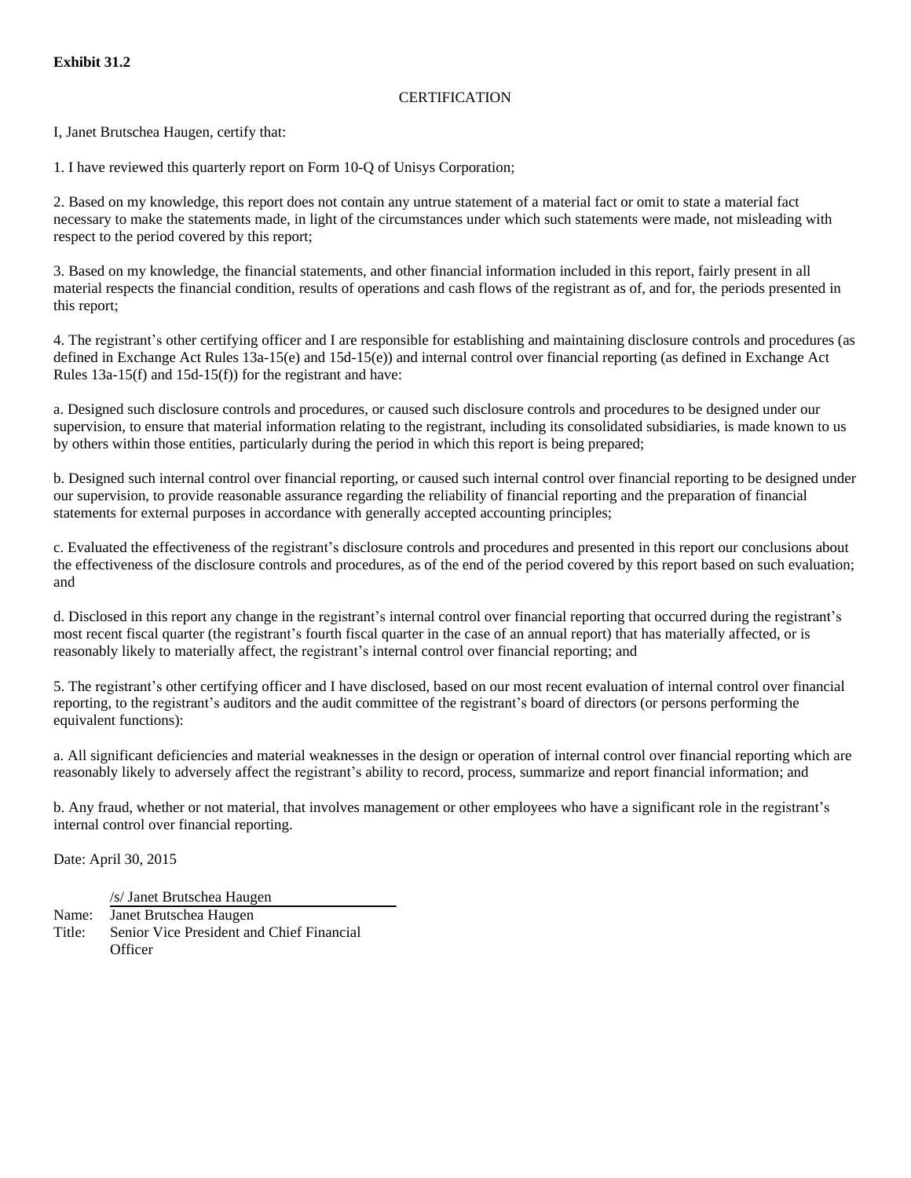**Exhibit 31.2**

CERTIFICATION

I, Janet Brutschea Haugen, certify that:

1. I have reviewed this quarterly report on Form 10-Q of Unisys Corporation;

2. Based on my knowledge, this report does not contain any untrue statement of a material fact or omit to state a material fact necessary to make the statements made, in light of the circumstances under which such statements were made, not misleading with respect to the period covered by this report;

3. Based on my knowledge, the financial statements, and other financial information included in this report, fairly present in all material respects the financial condition, results of operations and cash flows of the registrant as of, and for, the periods presented in this report;

4. The registrant's other certifying officer and I are responsible for establishing and maintaining disclosure controls and procedures (as defined in Exchange Act Rules 13a-15(e) and 15d-15(e)) and internal control over financial reporting (as defined in Exchange Act Rules 13a-15(f) and 15d-15(f)) for the registrant and have:

a. Designed such disclosure controls and procedures, or caused such disclosure controls and procedures to be designed under our supervision, to ensure that material information relating to the registrant, including its consolidated subsidiaries, is made known to us by others within those entities, particularly during the period in which this report is being prepared;

b. Designed such internal control over financial reporting, or caused such internal control over financial reporting to be designed under our supervision, to provide reasonable assurance regarding the reliability of financial reporting and the preparation of financial statements for external purposes in accordance with generally accepted accounting principles;

c. Evaluated the effectiveness of the registrant's disclosure controls and procedures and presented in this report our conclusions about the effectiveness of the disclosure controls and procedures, as of the end of the period covered by this report based on such evaluation; and

d. Disclosed in this report any change in the registrant's internal control over financial reporting that occurred during the registrant's most recent fiscal quarter (the registrant's fourth fiscal quarter in the case of an annual report) that has materially affected, or is reasonably likely to materially affect, the registrant's internal control over financial reporting; and

5. The registrant's other certifying officer and I have disclosed, based on our most recent evaluation of internal control over financial reporting, to the registrant's auditors and the audit committee of the registrant's board of directors (or persons performing the equivalent functions):

a. All significant deficiencies and material weaknesses in the design or operation of internal control over financial reporting which are reasonably likely to adversely affect the registrant's ability to record, process, summarize and report financial information; and

b. Any fraud, whether or not material, that involves management or other employees who have a significant role in the registrant's internal control over financial reporting.

Date: April 30, 2015

/s/ Janet Brutschea Haugen

Name: Janet Brutschea Haugen
Title: Senior Vice President and Chief Financial Officer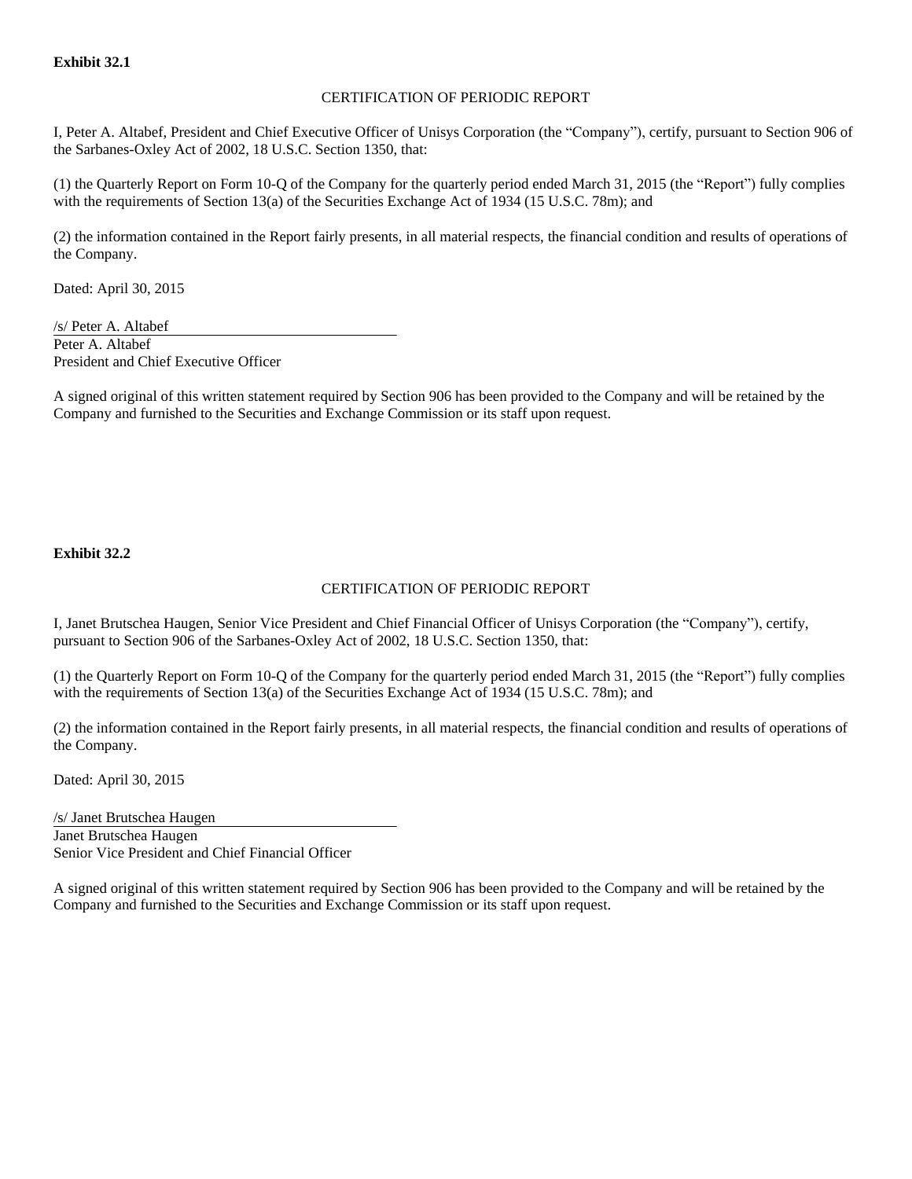**Exhibit 32.1**

CERTIFICATION OF PERIODIC REPORT

I, Peter A. Altabef, President and Chief Executive Officer of Unisys Corporation (the "Company"), certify, pursuant to Section 906 of the Sarbanes-Oxley Act of 2002, 18 U.S.C. Section 1350, that:

(1) the Quarterly Report on Form 10-Q of the Company for the quarterly period ended March 31, 2015 (the "Report") fully complies with the requirements of Section 13(a) of the Securities Exchange Act of 1934 (15 U.S.C. 78m); and

(2) the information contained in the Report fairly presents, in all material respects, the financial condition and results of operations of the Company.

Dated: April 30, 2015

/s/ Peter A. Altabef
Peter A. Altabef
President and Chief Executive Officer

A signed original of this written statement required by Section 906 has been provided to the Company and will be retained by the Company and furnished to the Securities and Exchange Commission or its staff upon request.

**Exhibit 32.2**

CERTIFICATION OF PERIODIC REPORT

I, Janet Brutschea Haugen, Senior Vice President and Chief Financial Officer of Unisys Corporation (the "Company"), certify, pursuant to Section 906 of the Sarbanes-Oxley Act of 2002, 18 U.S.C. Section 1350, that:

(1) the Quarterly Report on Form 10-Q of the Company for the quarterly period ended March 31, 2015 (the "Report") fully complies with the requirements of Section 13(a) of the Securities Exchange Act of 1934 (15 U.S.C. 78m); and

(2) the information contained in the Report fairly presents, in all material respects, the financial condition and results of operations of the Company.

Dated: April 30, 2015

/s/ Janet Brutschea Haugen
Janet Brutschea Haugen
Senior Vice President and Chief Financial Officer

A signed original of this written statement required by Section 906 has been provided to the Company and will be retained by the Company and furnished to the Securities and Exchange Commission or its staff upon request.